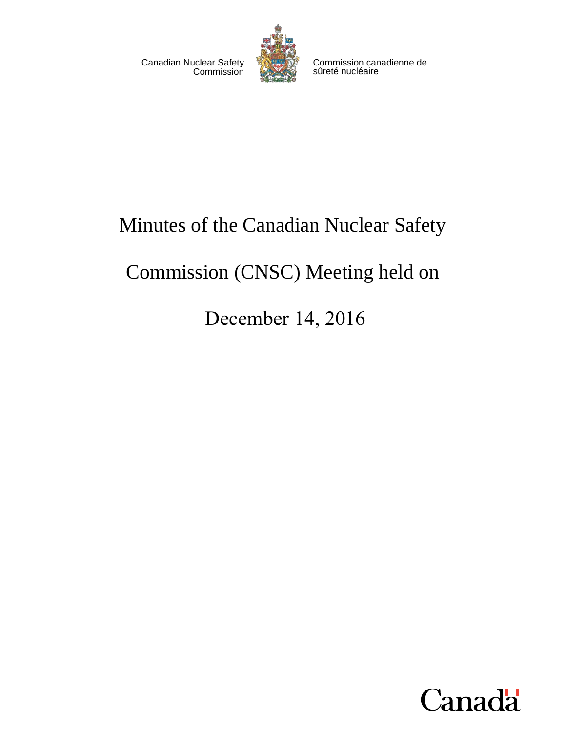Canadian Nuclear Safety Commission

Commission canadienne de sûreté nucléaire

# Minutes of the Canadian Nuclear Safety Commission (CNSC) Meeting held on December 14, 2016

Canada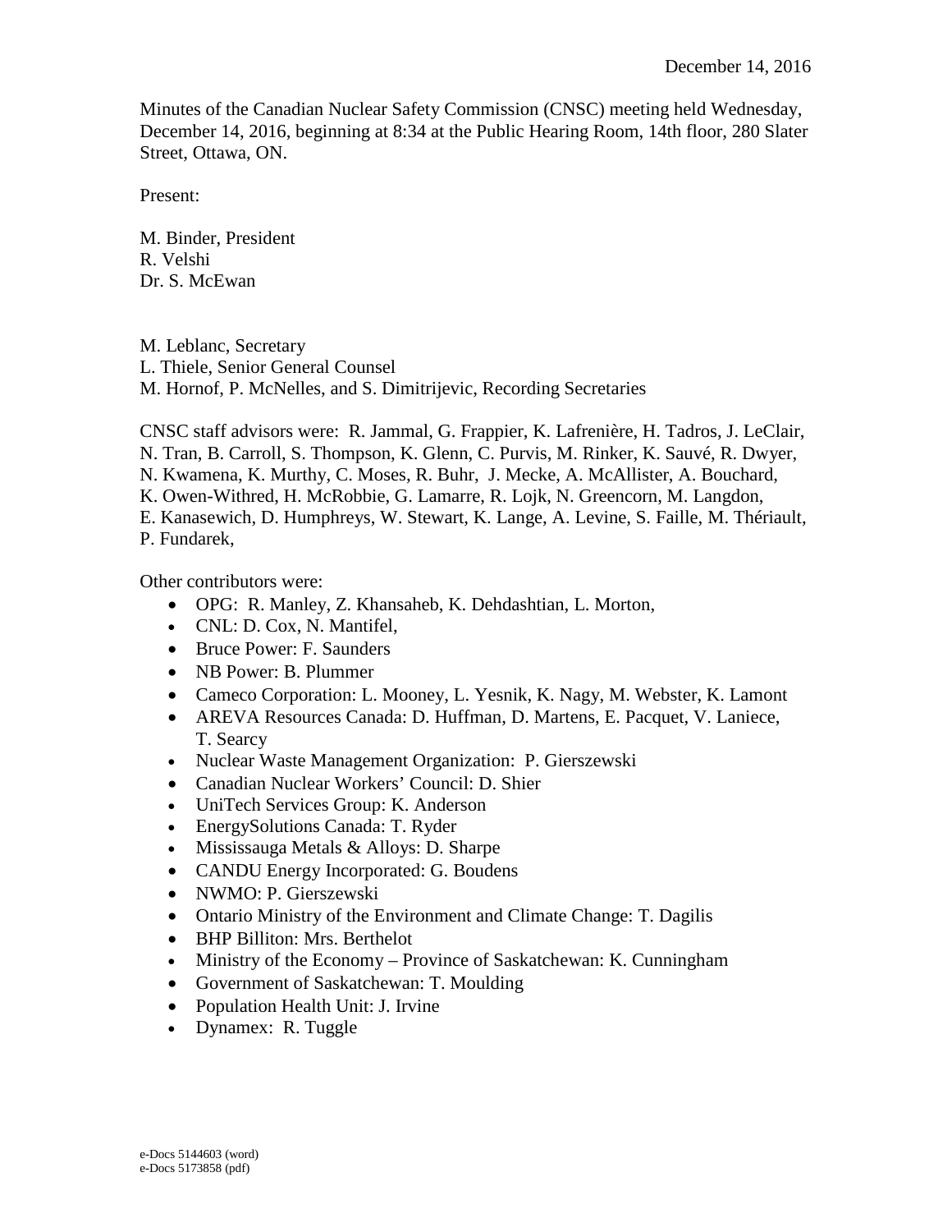December 14, 2016

Minutes of the Canadian Nuclear Safety Commission (CNSC) meeting held Wednesday, December 14, 2016, beginning at 8:34 at the Public Hearing Room, 14th floor, 280 Slater Street, Ottawa, ON.

Present:

M. Binder, President
R. Velshi
Dr. S. McEwan

M. Leblanc, Secretary
L. Thiele, Senior General Counsel
M. Hornof, P. McNelles, and S. Dimitrijevic, Recording Secretaries

CNSC staff advisors were: R. Jammal, G. Frappier, K. Lafrenière, H. Tadros, J. LeClair, N. Tran, B. Carroll, S. Thompson, K. Glenn, C. Purvis, M. Rinker, K. Sauvé, R. Dwyer, N. Kwamena, K. Murthy, C. Moses, R. Buhr, J. Mecke, A. McAllister, A. Bouchard, K. Owen-Withred, H. McRobbie, G. Lamarre, R. Lojk, N. Greencorn, M. Langdon, E. Kanasewich, D. Humphreys, W. Stewart, K. Lange, A. Levine, S. Faille, M. Thériault, P. Fundarek,

Other contributors were:

- OPG: R. Manley, Z. Khansaheb, K. Dehdashtian, L. Morton,
- CNL: D. Cox, N. Mantifel,
- Bruce Power: F. Saunders
- NB Power: B. Plummer
- Cameco Corporation: L. Mooney, L. Yesnik, K. Nagy, M. Webster, K. Lamont
- AREVA Resources Canada: D. Huffman, D. Martens, E. Pacquet, V. Laniece, T. Searcy
- Nuclear Waste Management Organization: P. Gierszewski
- Canadian Nuclear Workers' Council: D. Shier
- UniTech Services Group: K. Anderson
- EnergySolutions Canada: T. Ryder
- Mississauga Metals & Alloys: D. Sharpe
- CANDU Energy Incorporated: G. Boudens
- NWMO: P. Gierszewski
- Ontario Ministry of the Environment and Climate Change: T. Dagilis
- BHP Billiton: Mrs. Berthelot
- Ministry of the Economy – Province of Saskatchewan: K. Cunningham
- Government of Saskatchewan: T. Moulding
- Population Health Unit: J. Irvine
- Dynamex: R. Tuggle

e-Docs 5144603 (word)
e-Docs 5173858 (pdf)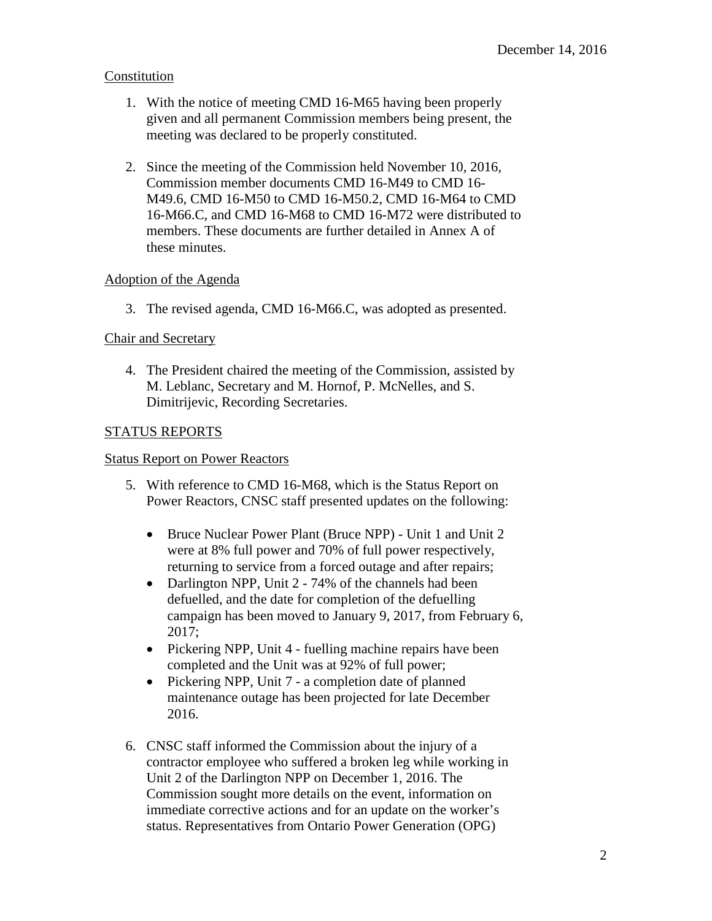December 14, 2016

Constitution

1. With the notice of meeting CMD 16-M65 having been properly given and all permanent Commission members being present, the meeting was declared to be properly constituted.

2. Since the meeting of the Commission held November 10, 2016, Commission member documents CMD 16-M49 to CMD 16-M49.6, CMD 16-M50 to CMD 16-M50.2, CMD 16-M64 to CMD 16-M66.C, and CMD 16-M68 to CMD 16-M72 were distributed to members. These documents are further detailed in Annex A of these minutes.

Adoption of the Agenda

3. The revised agenda, CMD 16-M66.C, was adopted as presented.

Chair and Secretary

4. The President chaired the meeting of the Commission, assisted by M. Leblanc, Secretary and M. Hornof, P. McNelles, and S. Dimitrijevic, Recording Secretaries.

STATUS REPORTS

Status Report on Power Reactors

5. With reference to CMD 16-M68, which is the Status Report on Power Reactors, CNSC staff presented updates on the following:

   - Bruce Nuclear Power Plant (Bruce NPP) - Unit 1 and Unit 2 were at 8% full power and 70% of full power respectively, returning to service from a forced outage and after repairs;
   - Darlington NPP, Unit 2 - 74% of the channels had been defuelled, and the date for completion of the defuelling campaign has been moved to January 9, 2017, from February 6, 2017;
   - Pickering NPP, Unit 4 - fuelling machine repairs have been completed and the Unit was at 92% of full power;
   - Pickering NPP, Unit 7 - a completion date of planned maintenance outage has been projected for late December 2016.

6. CNSC staff informed the Commission about the injury of a contractor employee who suffered a broken leg while working in Unit 2 of the Darlington NPP on December 1, 2016. The Commission sought more details on the event, information on immediate corrective actions and for an update on the worker's status. Representatives from Ontario Power Generation (OPG)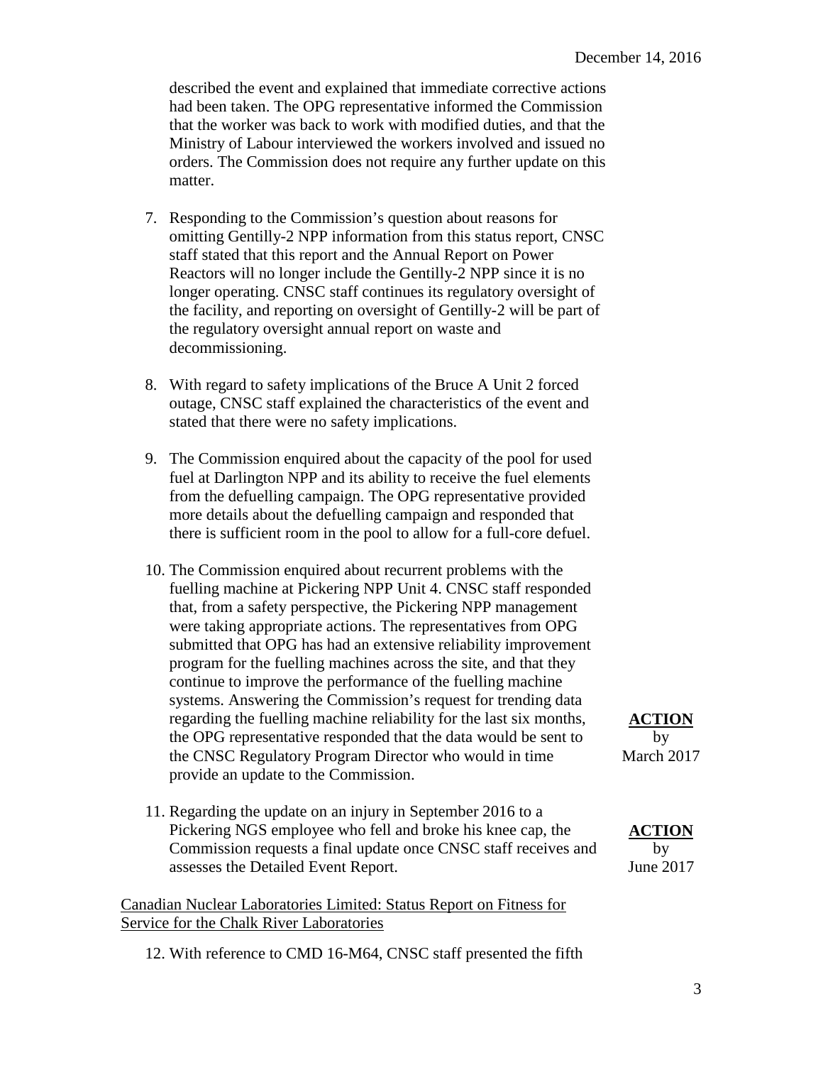described the event and explained that immediate corrective actions had been taken. The OPG representative informed the Commission that the worker was back to work with modified duties, and that the Ministry of Labour interviewed the workers involved and issued no orders. The Commission does not require any further update on this matter.

7. Responding to the Commission's question about reasons for omitting Gentilly-2 NPP information from this status report, CNSC staff stated that this report and the Annual Report on Power Reactors will no longer include the Gentilly-2 NPP since it is no longer operating. CNSC staff continues its regulatory oversight of the facility, and reporting on oversight of Gentilly-2 will be part of the regulatory oversight annual report on waste and decommissioning.

8. With regard to safety implications of the Bruce A Unit 2 forced outage, CNSC staff explained the characteristics of the event and stated that there were no safety implications.

9. The Commission enquired about the capacity of the pool for used fuel at Darlington NPP and its ability to receive the fuel elements from the defuelling campaign. The OPG representative provided more details about the defuelling campaign and responded that there is sufficient room in the pool to allow for a full-core defuel.

10. The Commission enquired about recurrent problems with the fuelling machine at Pickering NPP Unit 4. CNSC staff responded that, from a safety perspective, the Pickering NPP management were taking appropriate actions. The representatives from OPG submitted that OPG has had an extensive reliability improvement program for the fuelling machines across the site, and that they continue to improve the performance of the fuelling machine systems. Answering the Commission's request for trending data regarding the fuelling machine reliability for the last six months, the OPG representative responded that the data would be sent to the CNSC Regulatory Program Director who would in time provide an update to the Commission.

**ACTION** by March 2017

11. Regarding the update on an injury in September 2016 to a Pickering NGS employee who fell and broke his knee cap, the Commission requests a final update once CNSC staff receives and assesses the Detailed Event Report.

**ACTION** by June 2017

Canadian Nuclear Laboratories Limited: Status Report on Fitness for Service for the Chalk River Laboratories

12. With reference to CMD 16-M64, CNSC staff presented the fifth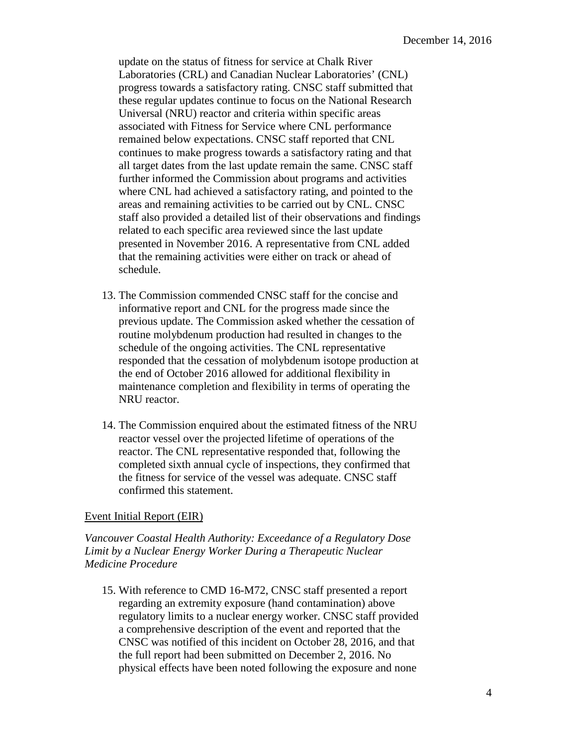update on the status of fitness for service at Chalk River Laboratories (CRL) and Canadian Nuclear Laboratories' (CNL) progress towards a satisfactory rating. CNSC staff submitted that these regular updates continue to focus on the National Research Universal (NRU) reactor and criteria within specific areas associated with Fitness for Service where CNL performance remained below expectations. CNSC staff reported that CNL continues to make progress towards a satisfactory rating and that all target dates from the last update remain the same. CNSC staff further informed the Commission about programs and activities where CNL had achieved a satisfactory rating, and pointed to the areas and remaining activities to be carried out by CNL. CNSC staff also provided a detailed list of their observations and findings related to each specific area reviewed since the last update presented in November 2016. A representative from CNL added that the remaining activities were either on track or ahead of schedule.

13. The Commission commended CNSC staff for the concise and informative report and CNL for the progress made since the previous update. The Commission asked whether the cessation of routine molybdenum production had resulted in changes to the schedule of the ongoing activities. The CNL representative responded that the cessation of molybdenum isotope production at the end of October 2016 allowed for additional flexibility in maintenance completion and flexibility in terms of operating the NRU reactor.

14. The Commission enquired about the estimated fitness of the NRU reactor vessel over the projected lifetime of operations of the reactor. The CNL representative responded that, following the completed sixth annual cycle of inspections, they confirmed that the fitness for service of the vessel was adequate. CNSC staff confirmed this statement.

Event Initial Report (EIR)

*Vancouver Coastal Health Authority: Exceedance of a Regulatory Dose Limit by a Nuclear Energy Worker During a Therapeutic Nuclear Medicine Procedure*

15. With reference to CMD 16-M72, CNSC staff presented a report regarding an extremity exposure (hand contamination) above regulatory limits to a nuclear energy worker. CNSC staff provided a comprehensive description of the event and reported that the CNSC was notified of this incident on October 28, 2016, and that the full report had been submitted on December 2, 2016. No physical effects have been noted following the exposure and none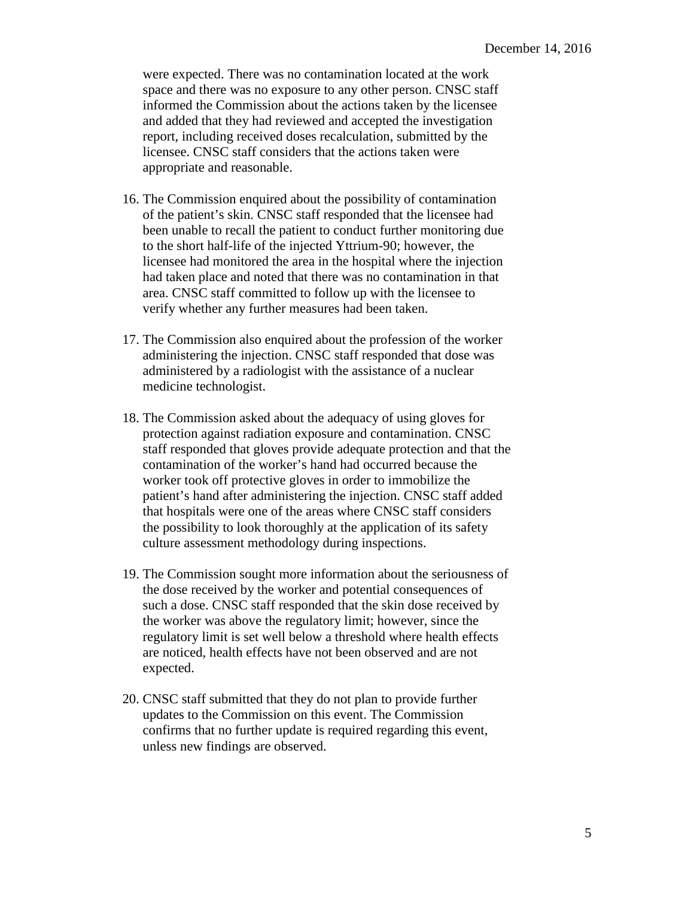were expected. There was no contamination located at the work space and there was no exposure to any other person. CNSC staff informed the Commission about the actions taken by the licensee and added that they had reviewed and accepted the investigation report, including received doses recalculation, submitted by the licensee. CNSC staff considers that the actions taken were appropriate and reasonable.

16. The Commission enquired about the possibility of contamination of the patient's skin. CNSC staff responded that the licensee had been unable to recall the patient to conduct further monitoring due to the short half-life of the injected Yttrium-90; however, the licensee had monitored the area in the hospital where the injection had taken place and noted that there was no contamination in that area. CNSC staff committed to follow up with the licensee to verify whether any further measures had been taken.

17. The Commission also enquired about the profession of the worker administering the injection. CNSC staff responded that dose was administered by a radiologist with the assistance of a nuclear medicine technologist.

18. The Commission asked about the adequacy of using gloves for protection against radiation exposure and contamination. CNSC staff responded that gloves provide adequate protection and that the contamination of the worker's hand had occurred because the worker took off protective gloves in order to immobilize the patient's hand after administering the injection. CNSC staff added that hospitals were one of the areas where CNSC staff considers the possibility to look thoroughly at the application of its safety culture assessment methodology during inspections.

19. The Commission sought more information about the seriousness of the dose received by the worker and potential consequences of such a dose. CNSC staff responded that the skin dose received by the worker was above the regulatory limit; however, since the regulatory limit is set well below a threshold where health effects are noticed, health effects have not been observed and are not expected.

20. CNSC staff submitted that they do not plan to provide further updates to the Commission on this event. The Commission confirms that no further update is required regarding this event, unless new findings are observed.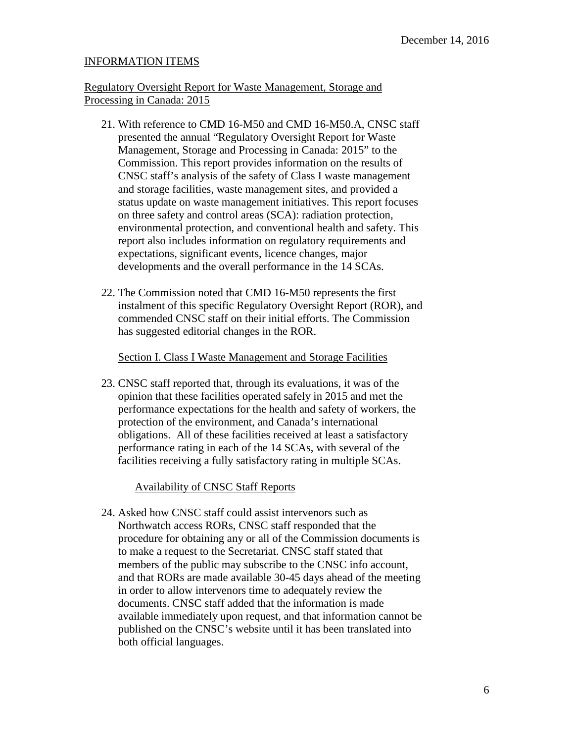December 14, 2016

## INFORMATION ITEMS

### Regulatory Oversight Report for Waste Management, Storage and Processing in Canada: 2015

21. With reference to CMD 16-M50 and CMD 16-M50.A, CNSC staff presented the annual "Regulatory Oversight Report for Waste Management, Storage and Processing in Canada: 2015" to the Commission. This report provides information on the results of CNSC staff's analysis of the safety of Class I waste management and storage facilities, waste management sites, and provided a status update on waste management initiatives. This report focuses on three safety and control areas (SCA): radiation protection, environmental protection, and conventional health and safety. This report also includes information on regulatory requirements and expectations, significant events, licence changes, major developments and the overall performance in the 14 SCAs.

22. The Commission noted that CMD 16-M50 represents the first instalment of this specific Regulatory Oversight Report (ROR), and commended CNSC staff on their initial efforts. The Commission has suggested editorial changes in the ROR.

#### Section I. Class I Waste Management and Storage Facilities

23. CNSC staff reported that, through its evaluations, it was of the opinion that these facilities operated safely in 2015 and met the performance expectations for the health and safety of workers, the protection of the environment, and Canada's international obligations. All of these facilities received at least a satisfactory performance rating in each of the 14 SCAs, with several of the facilities receiving a fully satisfactory rating in multiple SCAs.

##### Availability of CNSC Staff Reports

24. Asked how CNSC staff could assist intervenors such as Northwatch access RORs, CNSC staff responded that the procedure for obtaining any or all of the Commission documents is to make a request to the Secretariat. CNSC staff stated that members of the public may subscribe to the CNSC info account, and that RORs are made available 30-45 days ahead of the meeting in order to allow intervenors time to adequately review the documents. CNSC staff added that the information is made available immediately upon request, and that information cannot be published on the CNSC's website until it has been translated into both official languages.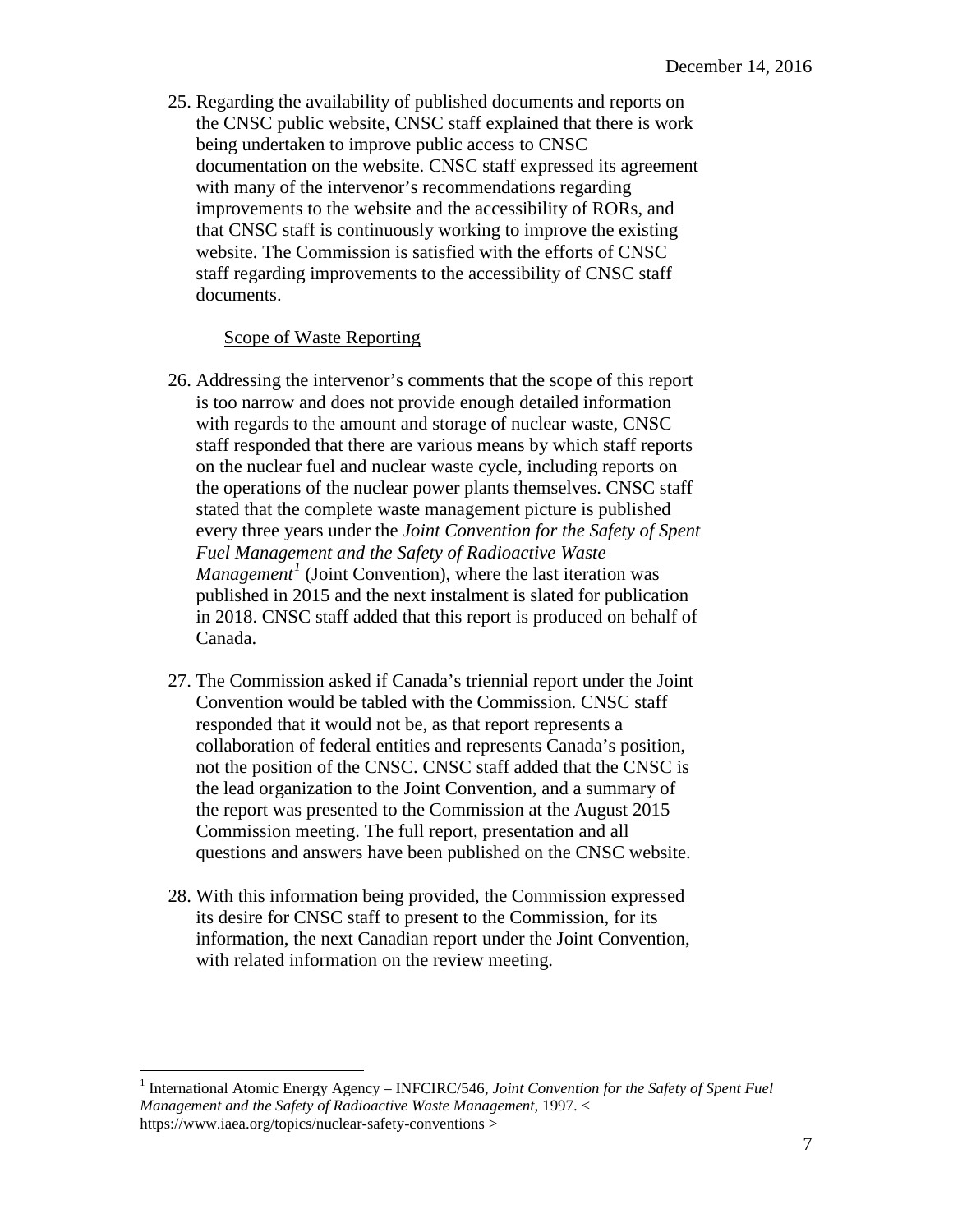25. Regarding the availability of published documents and reports on the CNSC public website, CNSC staff explained that there is work being undertaken to improve public access to CNSC documentation on the website. CNSC staff expressed its agreement with many of the intervenor's recommendations regarding improvements to the website and the accessibility of RORs, and that CNSC staff is continuously working to improve the existing website. The Commission is satisfied with the efforts of CNSC staff regarding improvements to the accessibility of CNSC staff documents.

Scope of Waste Reporting

26. Addressing the intervenor's comments that the scope of this report is too narrow and does not provide enough detailed information with regards to the amount and storage of nuclear waste, CNSC staff responded that there are various means by which staff reports on the nuclear fuel and nuclear waste cycle, including reports on the operations of the nuclear power plants themselves. CNSC staff stated that the complete waste management picture is published every three years under the *Joint Convention for the Safety of Spent Fuel Management and the Safety of Radioactive Waste Management*[1] (Joint Convention), where the last iteration was published in 2015 and the next instalment is slated for publication in 2018. CNSC staff added that this report is produced on behalf of Canada.

27. The Commission asked if Canada's triennial report under the Joint Convention would be tabled with the Commission. CNSC staff responded that it would not be, as that report represents a collaboration of federal entities and represents Canada's position, not the position of the CNSC. CNSC staff added that the CNSC is the lead organization to the Joint Convention, and a summary of the report was presented to the Commission at the August 2015 Commission meeting. The full report, presentation and all questions and answers have been published on the CNSC website.

28. With this information being provided, the Commission expressed its desire for CNSC staff to present to the Commission, for its information, the next Canadian report under the Joint Convention, with related information on the review meeting.

[1] International Atomic Energy Agency – INFCIRC/546, *Joint Convention for the Safety of Spent Fuel Management and the Safety of Radioactive Waste Management*, 1997. < https://www.iaea.org/topics/nuclear-safety-conventions >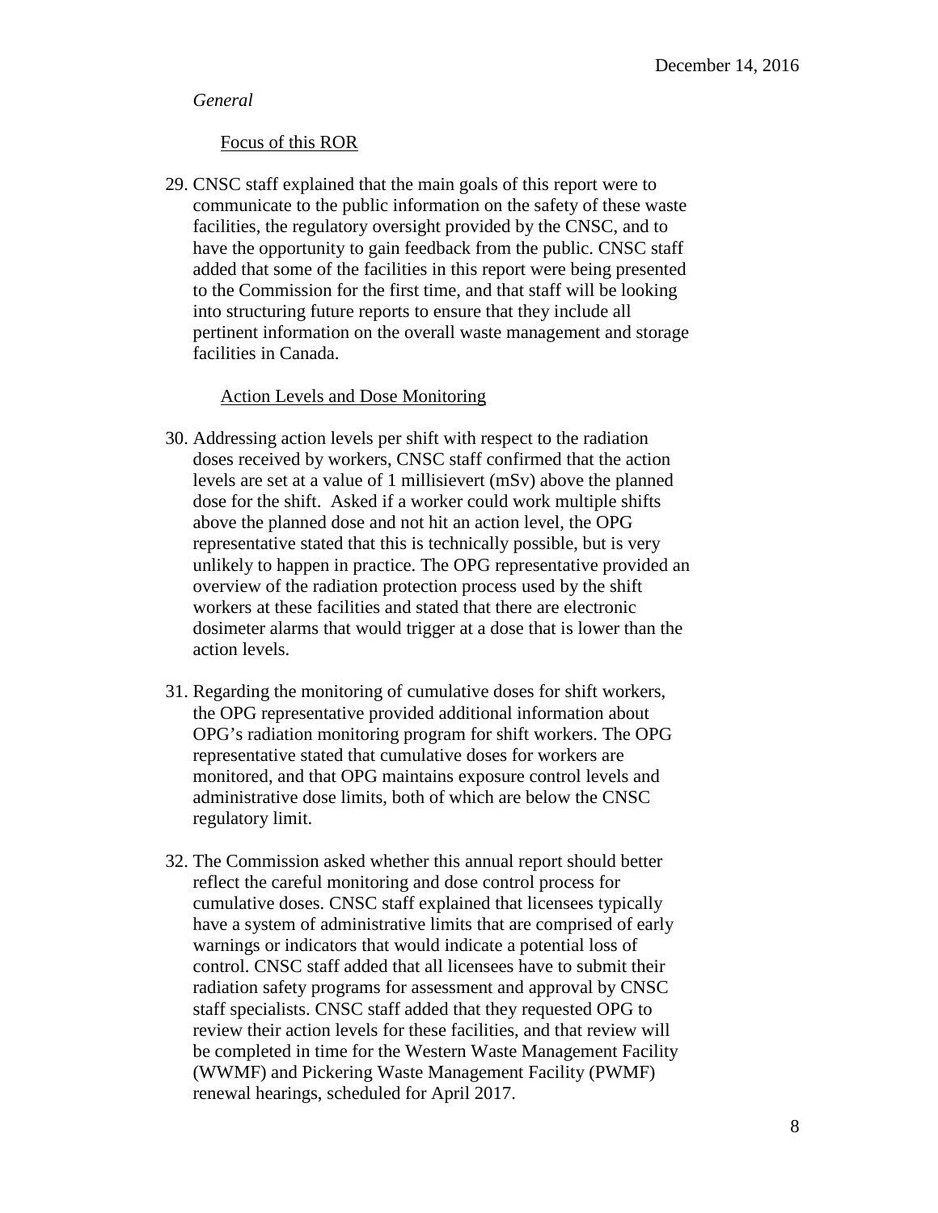*General*

Focus of this ROR

29. CNSC staff explained that the main goals of this report were to communicate to the public information on the safety of these waste facilities, the regulatory oversight provided by the CNSC, and to have the opportunity to gain feedback from the public. CNSC staff added that some of the facilities in this report were being presented to the Commission for the first time, and that staff will be looking into structuring future reports to ensure that they include all pertinent information on the overall waste management and storage facilities in Canada.

Action Levels and Dose Monitoring

30. Addressing action levels per shift with respect to the radiation doses received by workers, CNSC staff confirmed that the action levels are set at a value of 1 millisievert (mSv) above the planned dose for the shift. Asked if a worker could work multiple shifts above the planned dose and not hit an action level, the OPG representative stated that this is technically possible, but is very unlikely to happen in practice. The OPG representative provided an overview of the radiation protection process used by the shift workers at these facilities and stated that there are electronic dosimeter alarms that would trigger at a dose that is lower than the action levels.

31. Regarding the monitoring of cumulative doses for shift workers, the OPG representative provided additional information about OPG's radiation monitoring program for shift workers. The OPG representative stated that cumulative doses for workers are monitored, and that OPG maintains exposure control levels and administrative dose limits, both of which are below the CNSC regulatory limit.

32. The Commission asked whether this annual report should better reflect the careful monitoring and dose control process for cumulative doses. CNSC staff explained that licensees typically have a system of administrative limits that are comprised of early warnings or indicators that would indicate a potential loss of control. CNSC staff added that all licensees have to submit their radiation safety programs for assessment and approval by CNSC staff specialists. CNSC staff added that they requested OPG to review their action levels for these facilities, and that review will be completed in time for the Western Waste Management Facility (WWMF) and Pickering Waste Management Facility (PWMF) renewal hearings, scheduled for April 2017.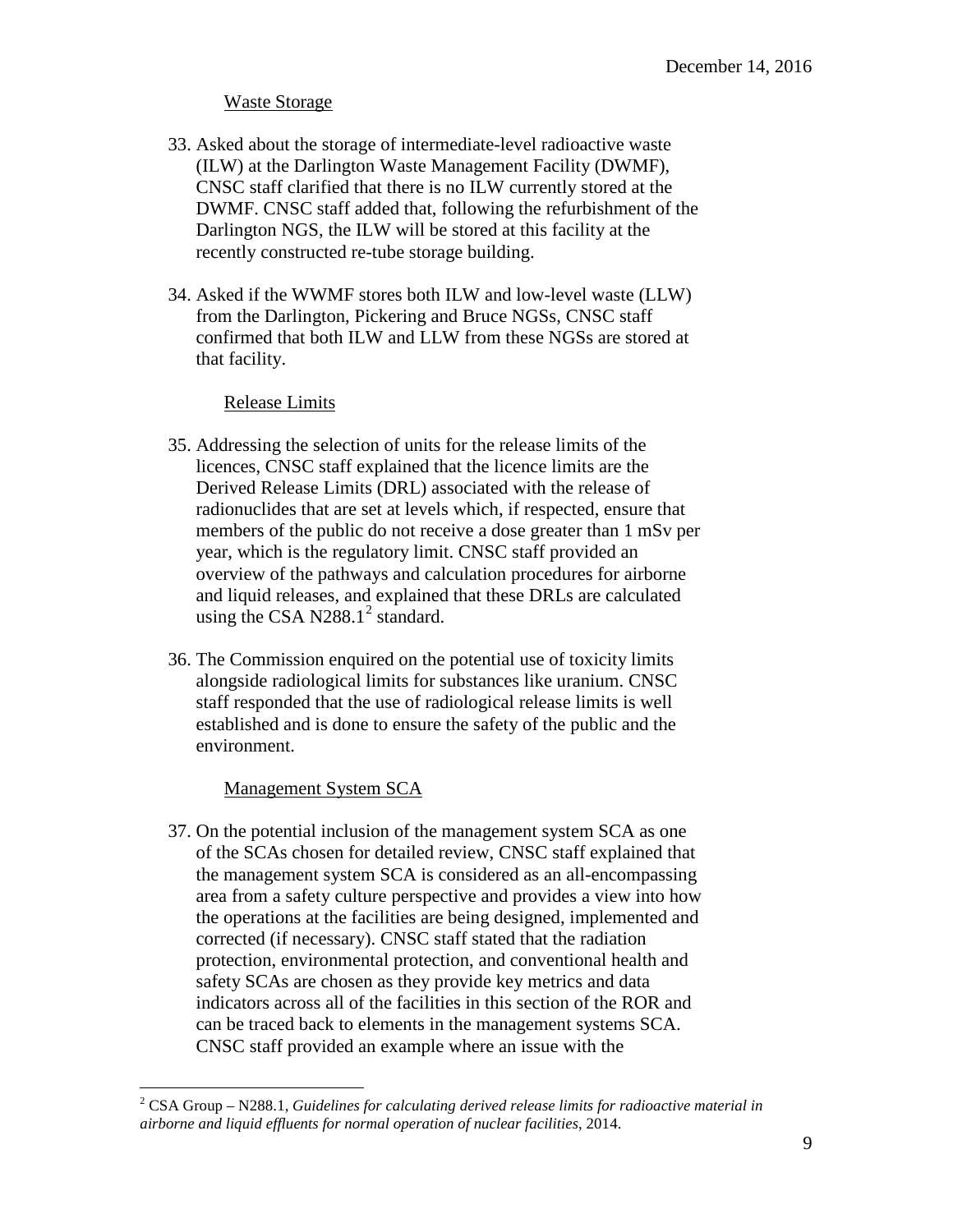Waste Storage

33. Asked about the storage of intermediate-level radioactive waste (ILW) at the Darlington Waste Management Facility (DWMF), CNSC staff clarified that there is no ILW currently stored at the DWMF. CNSC staff added that, following the refurbishment of the Darlington NGS, the ILW will be stored at this facility at the recently constructed re-tube storage building.

34. Asked if the WWMF stores both ILW and low-level waste (LLW) from the Darlington, Pickering and Bruce NGSs, CNSC staff confirmed that both ILW and LLW from these NGSs are stored at that facility.

Release Limits

35. Addressing the selection of units for the release limits of the licences, CNSC staff explained that the licence limits are the Derived Release Limits (DRL) associated with the release of radionuclides that are set at levels which, if respected, ensure that members of the public do not receive a dose greater than 1 mSv per year, which is the regulatory limit. CNSC staff provided an overview of the pathways and calculation procedures for airborne and liquid releases, and explained that these DRLs are calculated using the CSA N288.1[2] standard.

36. The Commission enquired on the potential use of toxicity limits alongside radiological limits for substances like uranium. CNSC staff responded that the use of radiological release limits is well established and is done to ensure the safety of the public and the environment.

Management System SCA

37. On the potential inclusion of the management system SCA as one of the SCAs chosen for detailed review, CNSC staff explained that the management system SCA is considered as an all-encompassing area from a safety culture perspective and provides a view into how the operations at the facilities are being designed, implemented and corrected (if necessary). CNSC staff stated that the radiation protection, environmental protection, and conventional health and safety SCAs are chosen as they provide key metrics and data indicators across all of the facilities in this section of the ROR and can be traced back to elements in the management systems SCA. CNSC staff provided an example where an issue with the

---

[2] CSA Group – N288.1, *Guidelines for calculating derived release limits for radioactive material in airborne and liquid effluents for normal operation of nuclear facilities*, 2014.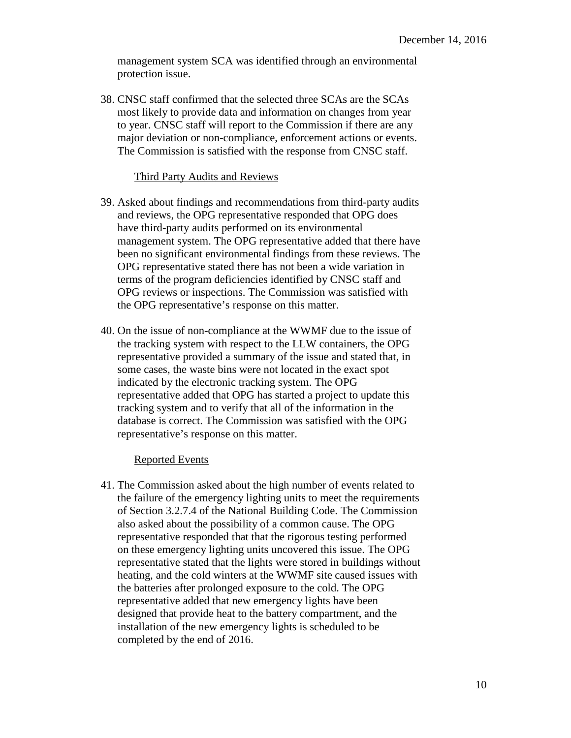management system SCA was identified through an environmental protection issue.

38. CNSC staff confirmed that the selected three SCAs are the SCAs most likely to provide data and information on changes from year to year. CNSC staff will report to the Commission if there are any major deviation or non-compliance, enforcement actions or events. The Commission is satisfied with the response from CNSC staff.

<u>Third Party Audits and Reviews</u>

39. Asked about findings and recommendations from third-party audits and reviews, the OPG representative responded that OPG does have third-party audits performed on its environmental management system. The OPG representative added that there have been no significant environmental findings from these reviews. The OPG representative stated there has not been a wide variation in terms of the program deficiencies identified by CNSC staff and OPG reviews or inspections. The Commission was satisfied with the OPG representative's response on this matter.

40. On the issue of non-compliance at the WWMF due to the issue of the tracking system with respect to the LLW containers, the OPG representative provided a summary of the issue and stated that, in some cases, the waste bins were not located in the exact spot indicated by the electronic tracking system. The OPG representative added that OPG has started a project to update this tracking system and to verify that all of the information in the database is correct. The Commission was satisfied with the OPG representative's response on this matter.

<u>Reported Events</u>

41. The Commission asked about the high number of events related to the failure of the emergency lighting units to meet the requirements of Section 3.2.7.4 of the National Building Code. The Commission also asked about the possibility of a common cause. The OPG representative responded that that the rigorous testing performed on these emergency lighting units uncovered this issue. The OPG representative stated that the lights were stored in buildings without heating, and the cold winters at the WWMF site caused issues with the batteries after prolonged exposure to the cold. The OPG representative added that new emergency lights have been designed that provide heat to the battery compartment, and the installation of the new emergency lights is scheduled to be completed by the end of 2016.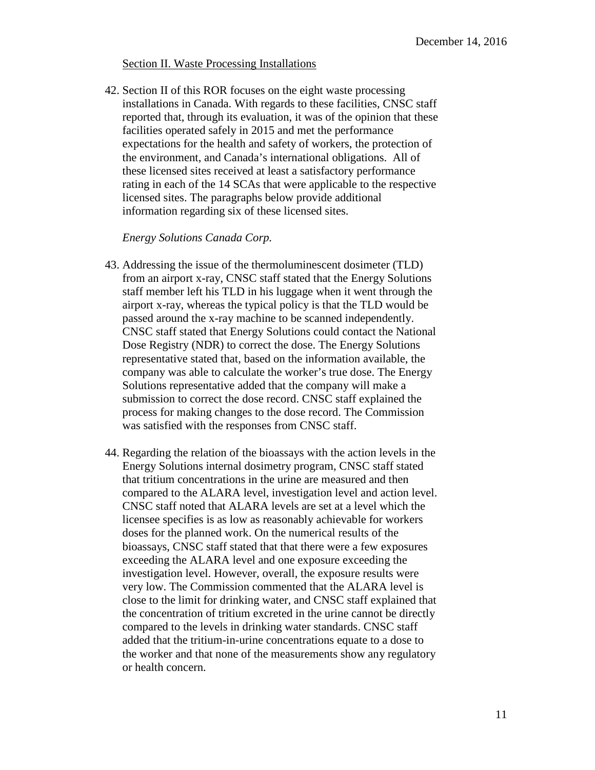Section II. Waste Processing Installations

42. Section II of this ROR focuses on the eight waste processing installations in Canada. With regards to these facilities, CNSC staff reported that, through its evaluation, it was of the opinion that these facilities operated safely in 2015 and met the performance expectations for the health and safety of workers, the protection of the environment, and Canada's international obligations. All of these licensed sites received at least a satisfactory performance rating in each of the 14 SCAs that were applicable to the respective licensed sites. The paragraphs below provide additional information regarding six of these licensed sites.

*Energy Solutions Canada Corp.*

43. Addressing the issue of the thermoluminescent dosimeter (TLD) from an airport x-ray, CNSC staff stated that the Energy Solutions staff member left his TLD in his luggage when it went through the airport x-ray, whereas the typical policy is that the TLD would be passed around the x-ray machine to be scanned independently. CNSC staff stated that Energy Solutions could contact the National Dose Registry (NDR) to correct the dose. The Energy Solutions representative stated that, based on the information available, the company was able to calculate the worker's true dose. The Energy Solutions representative added that the company will make a submission to correct the dose record. CNSC staff explained the process for making changes to the dose record. The Commission was satisfied with the responses from CNSC staff.

44. Regarding the relation of the bioassays with the action levels in the Energy Solutions internal dosimetry program, CNSC staff stated that tritium concentrations in the urine are measured and then compared to the ALARA level, investigation level and action level. CNSC staff noted that ALARA levels are set at a level which the licensee specifies is as low as reasonably achievable for workers doses for the planned work. On the numerical results of the bioassays, CNSC staff stated that that there were a few exposures exceeding the ALARA level and one exposure exceeding the investigation level. However, overall, the exposure results were very low. The Commission commented that the ALARA level is close to the limit for drinking water, and CNSC staff explained that the concentration of tritium excreted in the urine cannot be directly compared to the levels in drinking water standards. CNSC staff added that the tritium-in-urine concentrations equate to a dose to the worker and that none of the measurements show any regulatory or health concern.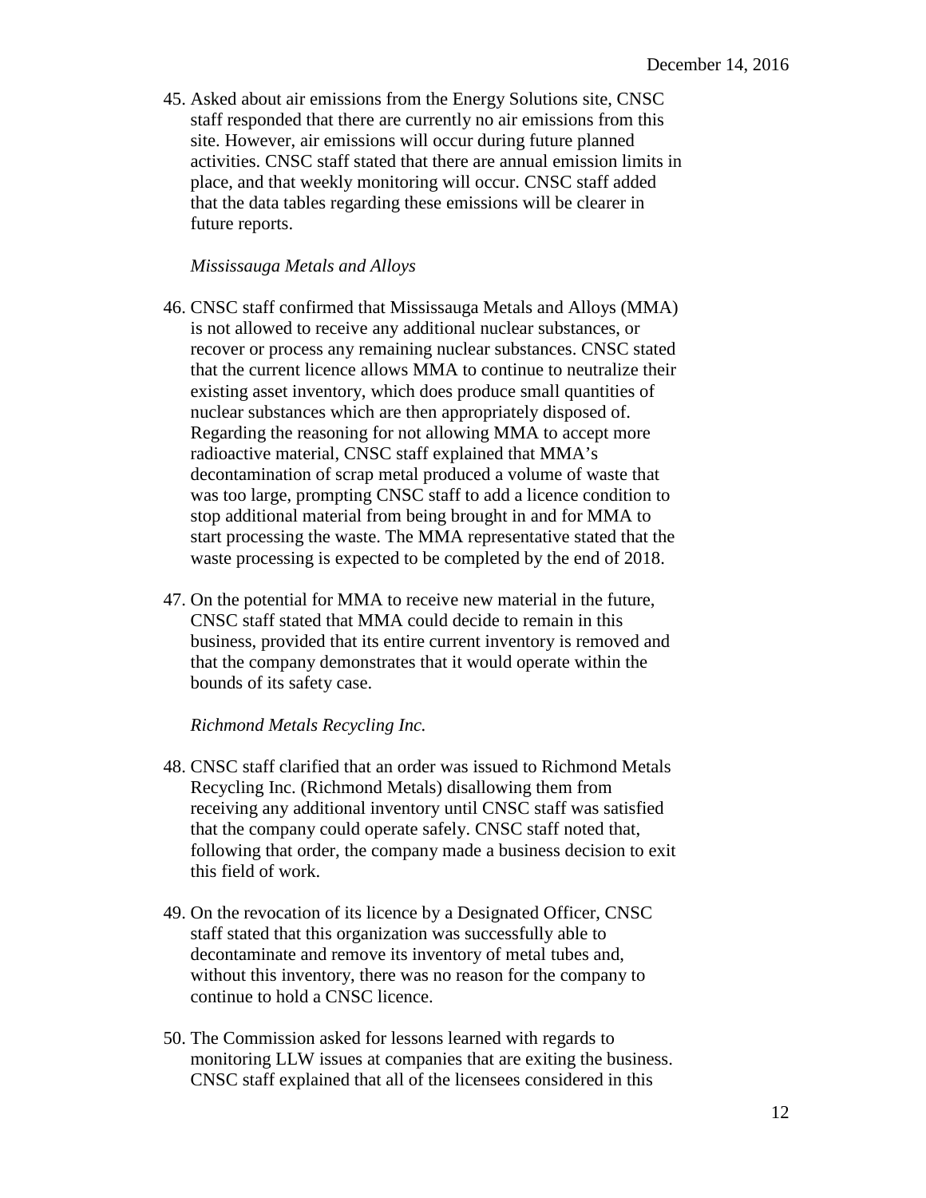45. Asked about air emissions from the Energy Solutions site, CNSC staff responded that there are currently no air emissions from this site. However, air emissions will occur during future planned activities. CNSC staff stated that there are annual emission limits in place, and that weekly monitoring will occur. CNSC staff added that the data tables regarding these emissions will be clearer in future reports.

*Mississauga Metals and Alloys*

46. CNSC staff confirmed that Mississauga Metals and Alloys (MMA) is not allowed to receive any additional nuclear substances, or recover or process any remaining nuclear substances. CNSC stated that the current licence allows MMA to continue to neutralize their existing asset inventory, which does produce small quantities of nuclear substances which are then appropriately disposed of. Regarding the reasoning for not allowing MMA to accept more radioactive material, CNSC staff explained that MMA's decontamination of scrap metal produced a volume of waste that was too large, prompting CNSC staff to add a licence condition to stop additional material from being brought in and for MMA to start processing the waste. The MMA representative stated that the waste processing is expected to be completed by the end of 2018.

47. On the potential for MMA to receive new material in the future, CNSC staff stated that MMA could decide to remain in this business, provided that its entire current inventory is removed and that the company demonstrates that it would operate within the bounds of its safety case.

*Richmond Metals Recycling Inc.*

48. CNSC staff clarified that an order was issued to Richmond Metals Recycling Inc. (Richmond Metals) disallowing them from receiving any additional inventory until CNSC staff was satisfied that the company could operate safely. CNSC staff noted that, following that order, the company made a business decision to exit this field of work.

49. On the revocation of its licence by a Designated Officer, CNSC staff stated that this organization was successfully able to decontaminate and remove its inventory of metal tubes and, without this inventory, there was no reason for the company to continue to hold a CNSC licence.

50. The Commission asked for lessons learned with regards to monitoring LLW issues at companies that are exiting the business. CNSC staff explained that all of the licensees considered in this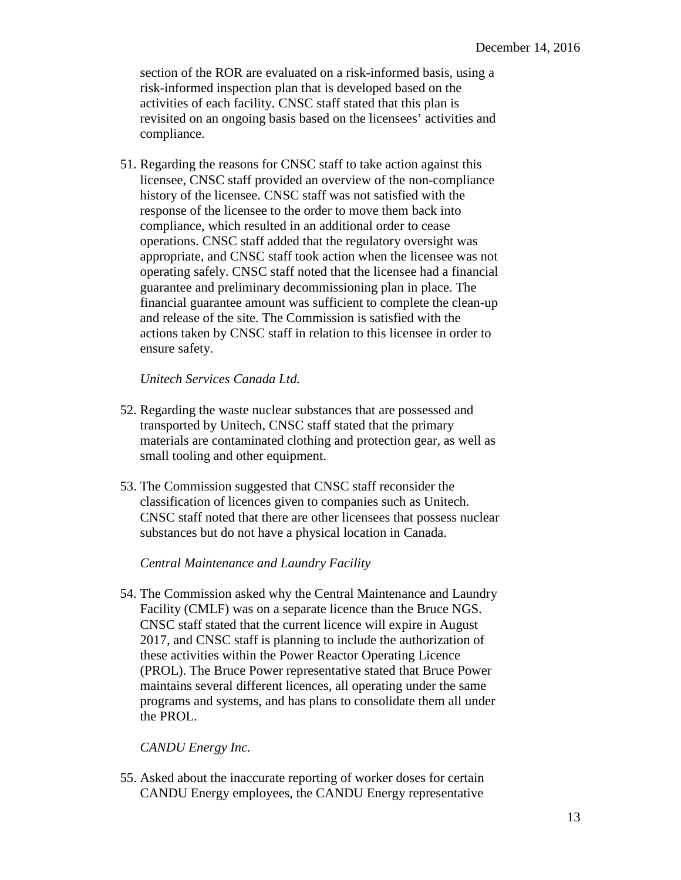section of the ROR are evaluated on a risk-informed basis, using a risk-informed inspection plan that is developed based on the activities of each facility. CNSC staff stated that this plan is revisited on an ongoing basis based on the licensees' activities and compliance.

51. Regarding the reasons for CNSC staff to take action against this licensee, CNSC staff provided an overview of the non-compliance history of the licensee. CNSC staff was not satisfied with the response of the licensee to the order to move them back into compliance, which resulted in an additional order to cease operations. CNSC staff added that the regulatory oversight was appropriate, and CNSC staff took action when the licensee was not operating safely. CNSC staff noted that the licensee had a financial guarantee and preliminary decommissioning plan in place. The financial guarantee amount was sufficient to complete the clean-up and release of the site. The Commission is satisfied with the actions taken by CNSC staff in relation to this licensee in order to ensure safety.

*Unitech Services Canada Ltd.*

52. Regarding the waste nuclear substances that are possessed and transported by Unitech, CNSC staff stated that the primary materials are contaminated clothing and protection gear, as well as small tooling and other equipment.

53. The Commission suggested that CNSC staff reconsider the classification of licences given to companies such as Unitech. CNSC staff noted that there are other licensees that possess nuclear substances but do not have a physical location in Canada.

*Central Maintenance and Laundry Facility*

54. The Commission asked why the Central Maintenance and Laundry Facility (CMLF) was on a separate licence than the Bruce NGS. CNSC staff stated that the current licence will expire in August 2017, and CNSC staff is planning to include the authorization of these activities within the Power Reactor Operating Licence (PROL). The Bruce Power representative stated that Bruce Power maintains several different licences, all operating under the same programs and systems, and has plans to consolidate them all under the PROL.

*CANDU Energy Inc.*

55. Asked about the inaccurate reporting of worker doses for certain CANDU Energy employees, the CANDU Energy representative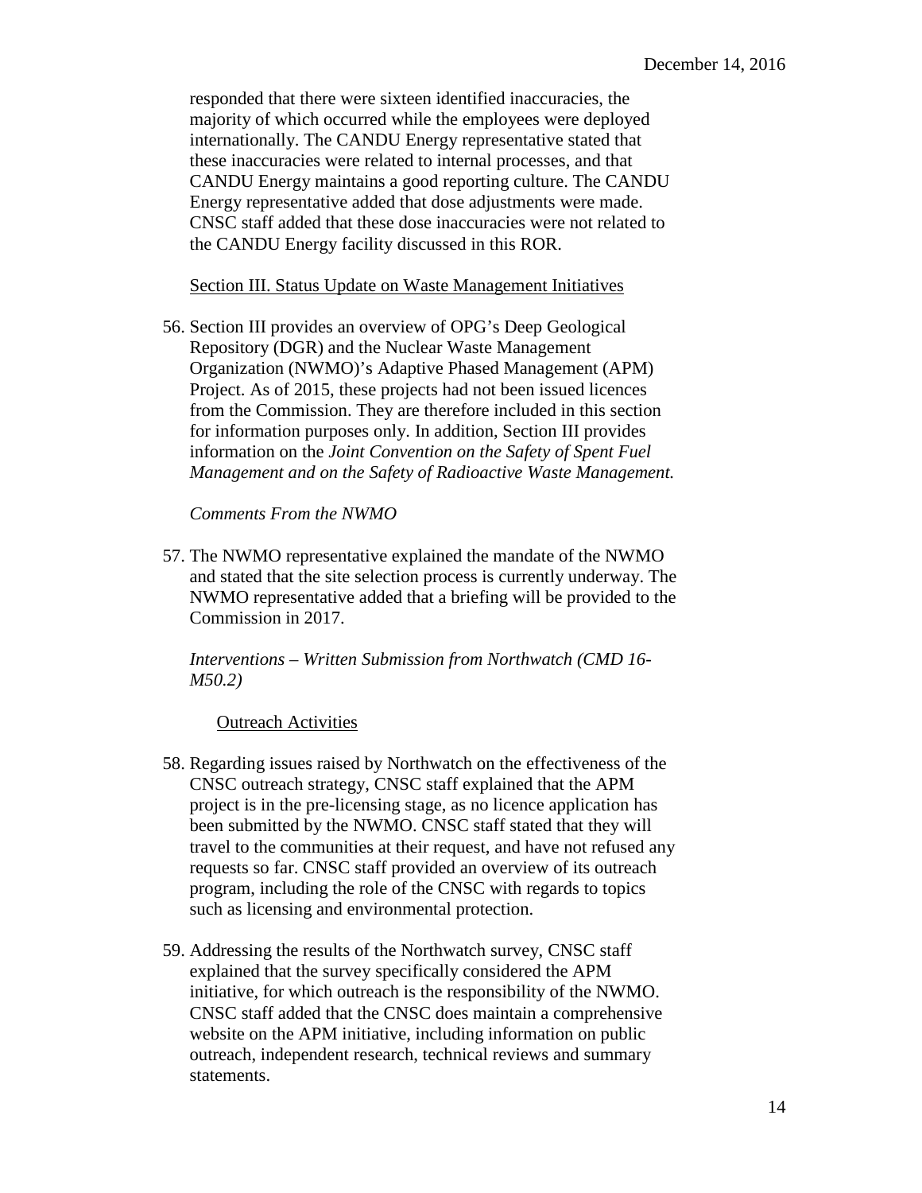responded that there were sixteen identified inaccuracies, the majority of which occurred while the employees were deployed internationally. The CANDU Energy representative stated that these inaccuracies were related to internal processes, and that CANDU Energy maintains a good reporting culture. The CANDU Energy representative added that dose adjustments were made. CNSC staff added that these dose inaccuracies were not related to the CANDU Energy facility discussed in this ROR.

<u>Section III. Status Update on Waste Management Initiatives</u>

56. Section III provides an overview of OPG's Deep Geological Repository (DGR) and the Nuclear Waste Management Organization (NWMO)'s Adaptive Phased Management (APM) Project. As of 2015, these projects had not been issued licences from the Commission. They are therefore included in this section for information purposes only. In addition, Section III provides information on the *Joint Convention on the Safety of Spent Fuel Management and on the Safety of Radioactive Waste Management.*

*Comments From the NWMO*

57. The NWMO representative explained the mandate of the NWMO and stated that the site selection process is currently underway. The NWMO representative added that a briefing will be provided to the Commission in 2017.

*Interventions – Written Submission from Northwatch (CMD 16-M50.2)*

<u>Outreach Activities</u>

58. Regarding issues raised by Northwatch on the effectiveness of the CNSC outreach strategy, CNSC staff explained that the APM project is in the pre-licensing stage, as no licence application has been submitted by the NWMO. CNSC staff stated that they will travel to the communities at their request, and have not refused any requests so far. CNSC staff provided an overview of its outreach program, including the role of the CNSC with regards to topics such as licensing and environmental protection.

59. Addressing the results of the Northwatch survey, CNSC staff explained that the survey specifically considered the APM initiative, for which outreach is the responsibility of the NWMO. CNSC staff added that the CNSC does maintain a comprehensive website on the APM initiative, including information on public outreach, independent research, technical reviews and summary statements.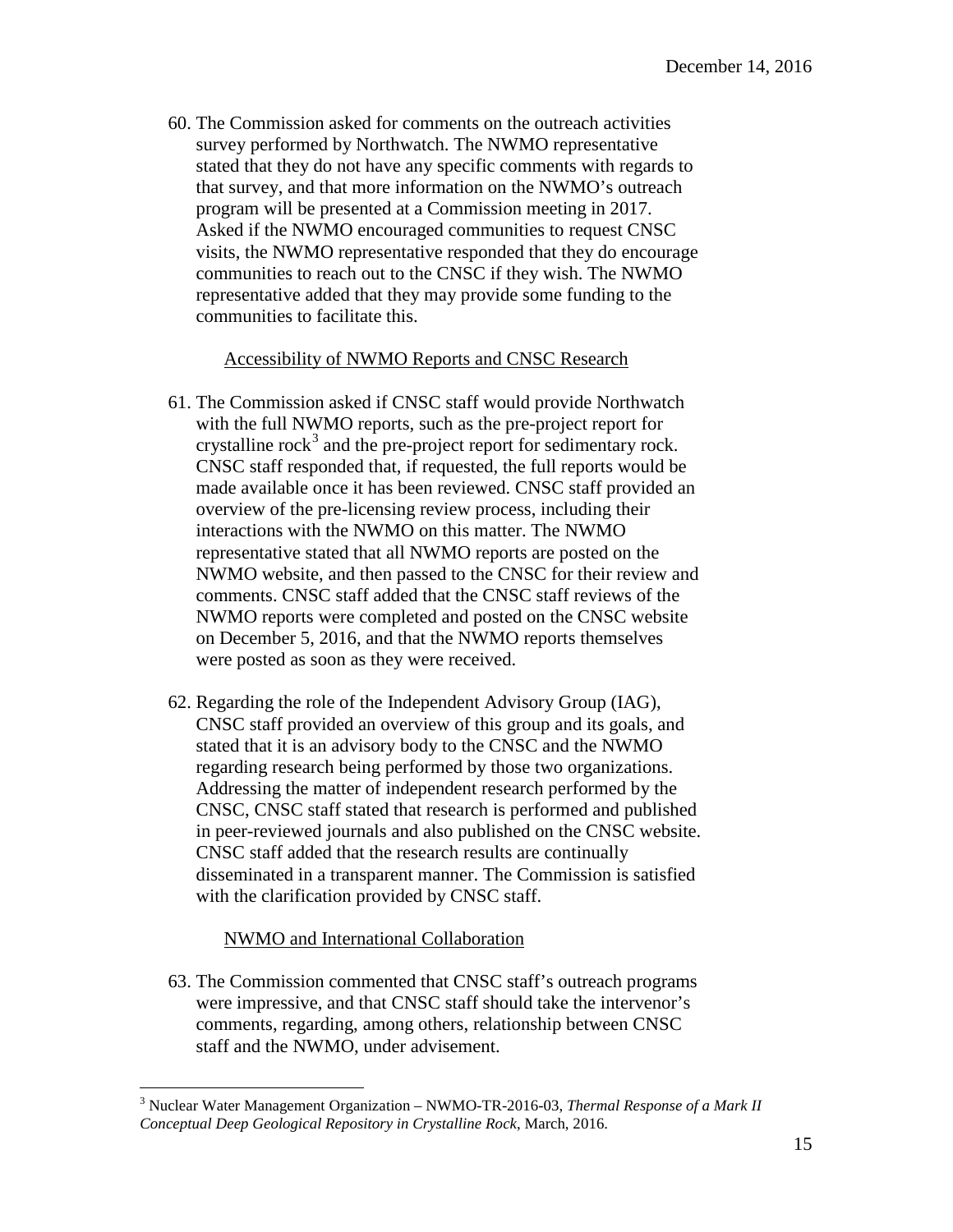60. The Commission asked for comments on the outreach activities survey performed by Northwatch. The NWMO representative stated that they do not have any specific comments with regards to that survey, and that more information on the NWMO's outreach program will be presented at a Commission meeting in 2017. Asked if the NWMO encouraged communities to request CNSC visits, the NWMO representative responded that they do encourage communities to reach out to the CNSC if they wish. The NWMO representative added that they may provide some funding to the communities to facilitate this.

Accessibility of NWMO Reports and CNSC Research

61. The Commission asked if CNSC staff would provide Northwatch with the full NWMO reports, such as the pre-project report for crystalline rock[3] and the pre-project report for sedimentary rock. CNSC staff responded that, if requested, the full reports would be made available once it has been reviewed. CNSC staff provided an overview of the pre-licensing review process, including their interactions with the NWMO on this matter. The NWMO representative stated that all NWMO reports are posted on the NWMO website, and then passed to the CNSC for their review and comments. CNSC staff added that the CNSC staff reviews of the NWMO reports were completed and posted on the CNSC website on December 5, 2016, and that the NWMO reports themselves were posted as soon as they were received.

62. Regarding the role of the Independent Advisory Group (IAG), CNSC staff provided an overview of this group and its goals, and stated that it is an advisory body to the CNSC and the NWMO regarding research being performed by those two organizations. Addressing the matter of independent research performed by the CNSC, CNSC staff stated that research is performed and published in peer-reviewed journals and also published on the CNSC website. CNSC staff added that the research results are continually disseminated in a transparent manner. The Commission is satisfied with the clarification provided by CNSC staff.

NWMO and International Collaboration

63. The Commission commented that CNSC staff's outreach programs were impressive, and that CNSC staff should take the intervenor's comments, regarding, among others, relationship between CNSC staff and the NWMO, under advisement.

[3] Nuclear Water Management Organization – NWMO-TR-2016-03, *Thermal Response of a Mark II Conceptual Deep Geological Repository in Crystalline Rock*, March, 2016.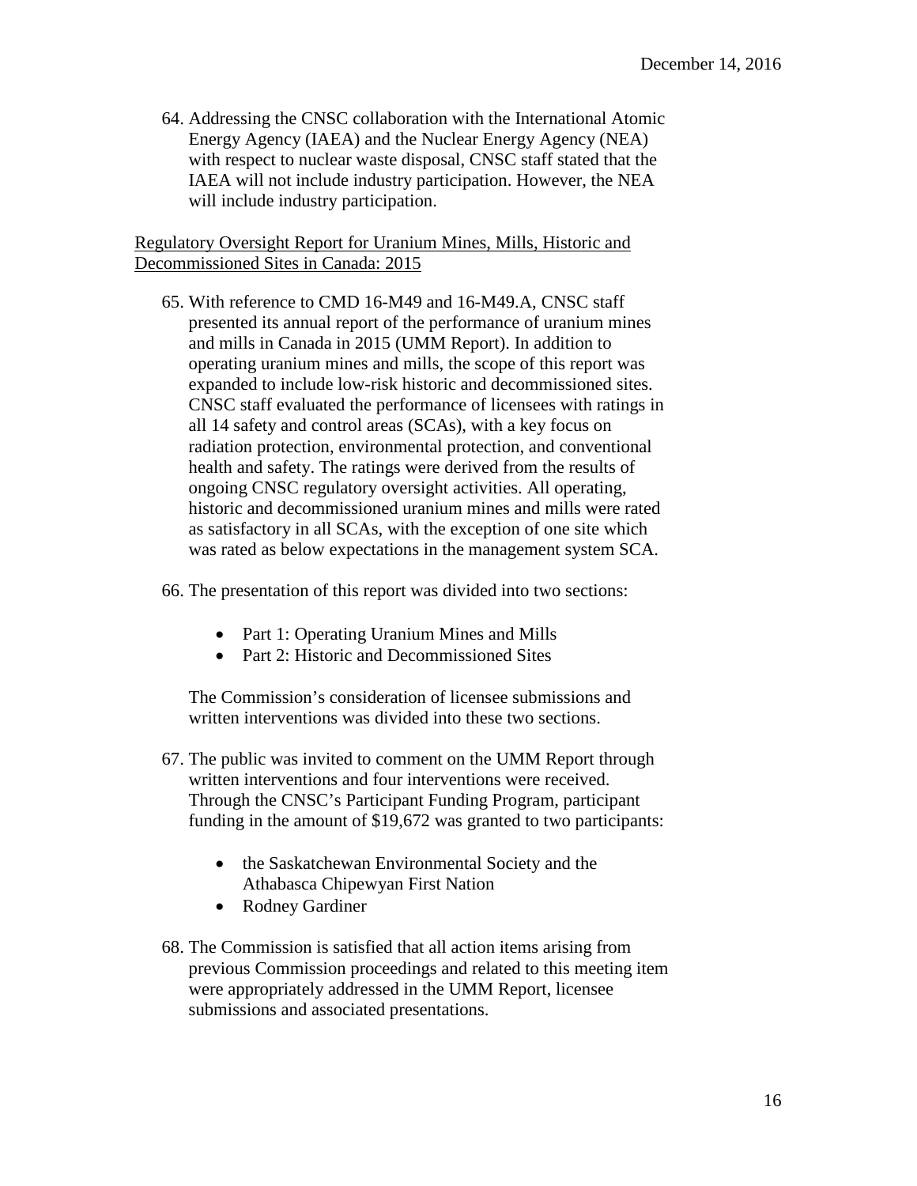64. Addressing the CNSC collaboration with the International Atomic Energy Agency (IAEA) and the Nuclear Energy Agency (NEA) with respect to nuclear waste disposal, CNSC staff stated that the IAEA will not include industry participation. However, the NEA will include industry participation.

<u>Regulatory Oversight Report for Uranium Mines, Mills, Historic and Decommissioned Sites in Canada: 2015</u>

65. With reference to CMD 16-M49 and 16-M49.A, CNSC staff presented its annual report of the performance of uranium mines and mills in Canada in 2015 (UMM Report). In addition to operating uranium mines and mills, the scope of this report was expanded to include low-risk historic and decommissioned sites. CNSC staff evaluated the performance of licensees with ratings in all 14 safety and control areas (SCAs), with a key focus on radiation protection, environmental protection, and conventional health and safety. The ratings were derived from the results of ongoing CNSC regulatory oversight activities. All operating, historic and decommissioned uranium mines and mills were rated as satisfactory in all SCAs, with the exception of one site which was rated as below expectations in the management system SCA.

66. The presentation of this report was divided into two sections:

    - Part 1: Operating Uranium Mines and Mills
    - Part 2: Historic and Decommissioned Sites

    The Commission's consideration of licensee submissions and written interventions was divided into these two sections.

67. The public was invited to comment on the UMM Report through written interventions and four interventions were received. Through the CNSC's Participant Funding Program, participant funding in the amount of $19,672 was granted to two participants:

    - the Saskatchewan Environmental Society and the Athabasca Chipewyan First Nation
    - Rodney Gardiner

68. The Commission is satisfied that all action items arising from previous Commission proceedings and related to this meeting item were appropriately addressed in the UMM Report, licensee submissions and associated presentations.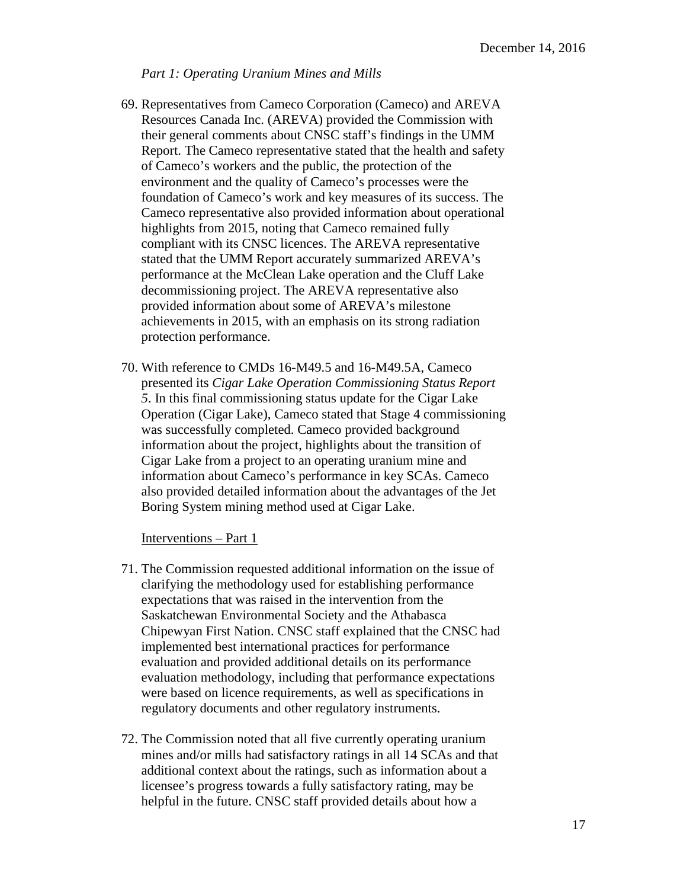*Part 1: Operating Uranium Mines and Mills*

69. Representatives from Cameco Corporation (Cameco) and AREVA Resources Canada Inc. (AREVA) provided the Commission with their general comments about CNSC staff's findings in the UMM Report. The Cameco representative stated that the health and safety of Cameco's workers and the public, the protection of the environment and the quality of Cameco's processes were the foundation of Cameco's work and key measures of its success. The Cameco representative also provided information about operational highlights from 2015, noting that Cameco remained fully compliant with its CNSC licences. The AREVA representative stated that the UMM Report accurately summarized AREVA's performance at the McClean Lake operation and the Cluff Lake decommissioning project. The AREVA representative also provided information about some of AREVA's milestone achievements in 2015, with an emphasis on its strong radiation protection performance.

70. With reference to CMDs 16-M49.5 and 16-M49.5A, Cameco presented its *Cigar Lake Operation Commissioning Status Report 5*. In this final commissioning status update for the Cigar Lake Operation (Cigar Lake), Cameco stated that Stage 4 commissioning was successfully completed. Cameco provided background information about the project, highlights about the transition of Cigar Lake from a project to an operating uranium mine and information about Cameco's performance in key SCAs. Cameco also provided detailed information about the advantages of the Jet Boring System mining method used at Cigar Lake.

<u>Interventions – Part 1</u>

71. The Commission requested additional information on the issue of clarifying the methodology used for establishing performance expectations that was raised in the intervention from the Saskatchewan Environmental Society and the Athabasca Chipewyan First Nation. CNSC staff explained that the CNSC had implemented best international practices for performance evaluation and provided additional details on its performance evaluation methodology, including that performance expectations were based on licence requirements, as well as specifications in regulatory documents and other regulatory instruments.

72. The Commission noted that all five currently operating uranium mines and/or mills had satisfactory ratings in all 14 SCAs and that additional context about the ratings, such as information about a licensee's progress towards a fully satisfactory rating, may be helpful in the future. CNSC staff provided details about how a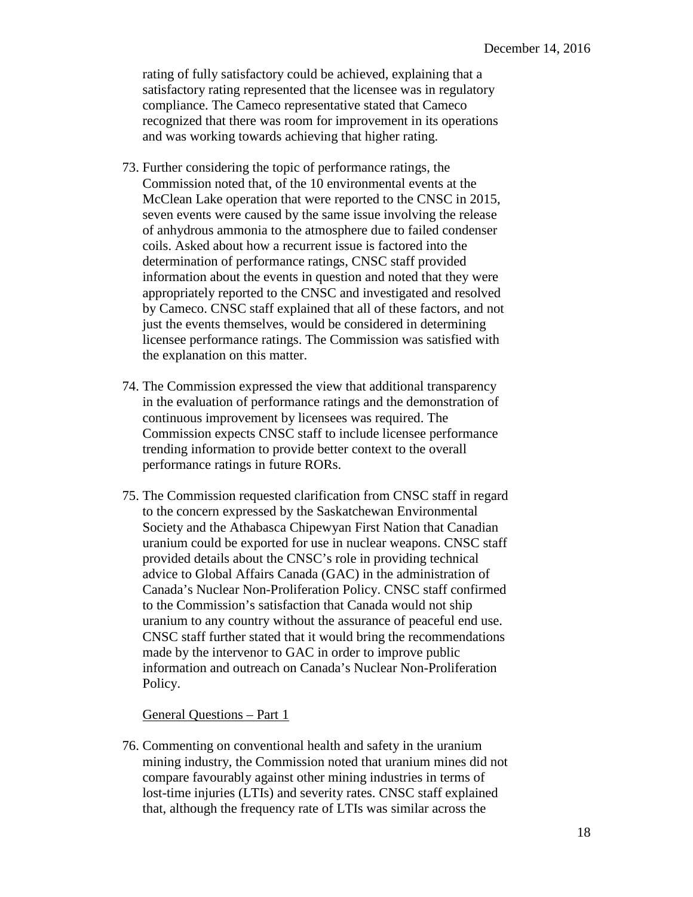rating of fully satisfactory could be achieved, explaining that a satisfactory rating represented that the licensee was in regulatory compliance. The Cameco representative stated that Cameco recognized that there was room for improvement in its operations and was working towards achieving that higher rating.

73. Further considering the topic of performance ratings, the Commission noted that, of the 10 environmental events at the McClean Lake operation that were reported to the CNSC in 2015, seven events were caused by the same issue involving the release of anhydrous ammonia to the atmosphere due to failed condenser coils. Asked about how a recurrent issue is factored into the determination of performance ratings, CNSC staff provided information about the events in question and noted that they were appropriately reported to the CNSC and investigated and resolved by Cameco. CNSC staff explained that all of these factors, and not just the events themselves, would be considered in determining licensee performance ratings. The Commission was satisfied with the explanation on this matter.

74. The Commission expressed the view that additional transparency in the evaluation of performance ratings and the demonstration of continuous improvement by licensees was required. The Commission expects CNSC staff to include licensee performance trending information to provide better context to the overall performance ratings in future RORs.

75. The Commission requested clarification from CNSC staff in regard to the concern expressed by the Saskatchewan Environmental Society and the Athabasca Chipewyan First Nation that Canadian uranium could be exported for use in nuclear weapons. CNSC staff provided details about the CNSC's role in providing technical advice to Global Affairs Canada (GAC) in the administration of Canada's Nuclear Non-Proliferation Policy. CNSC staff confirmed to the Commission's satisfaction that Canada would not ship uranium to any country without the assurance of peaceful end use. CNSC staff further stated that it would bring the recommendations made by the intervenor to GAC in order to improve public information and outreach on Canada's Nuclear Non-Proliferation Policy.

General Questions – Part 1

76. Commenting on conventional health and safety in the uranium mining industry, the Commission noted that uranium mines did not compare favourably against other mining industries in terms of lost-time injuries (LTIs) and severity rates. CNSC staff explained that, although the frequency rate of LTIs was similar across the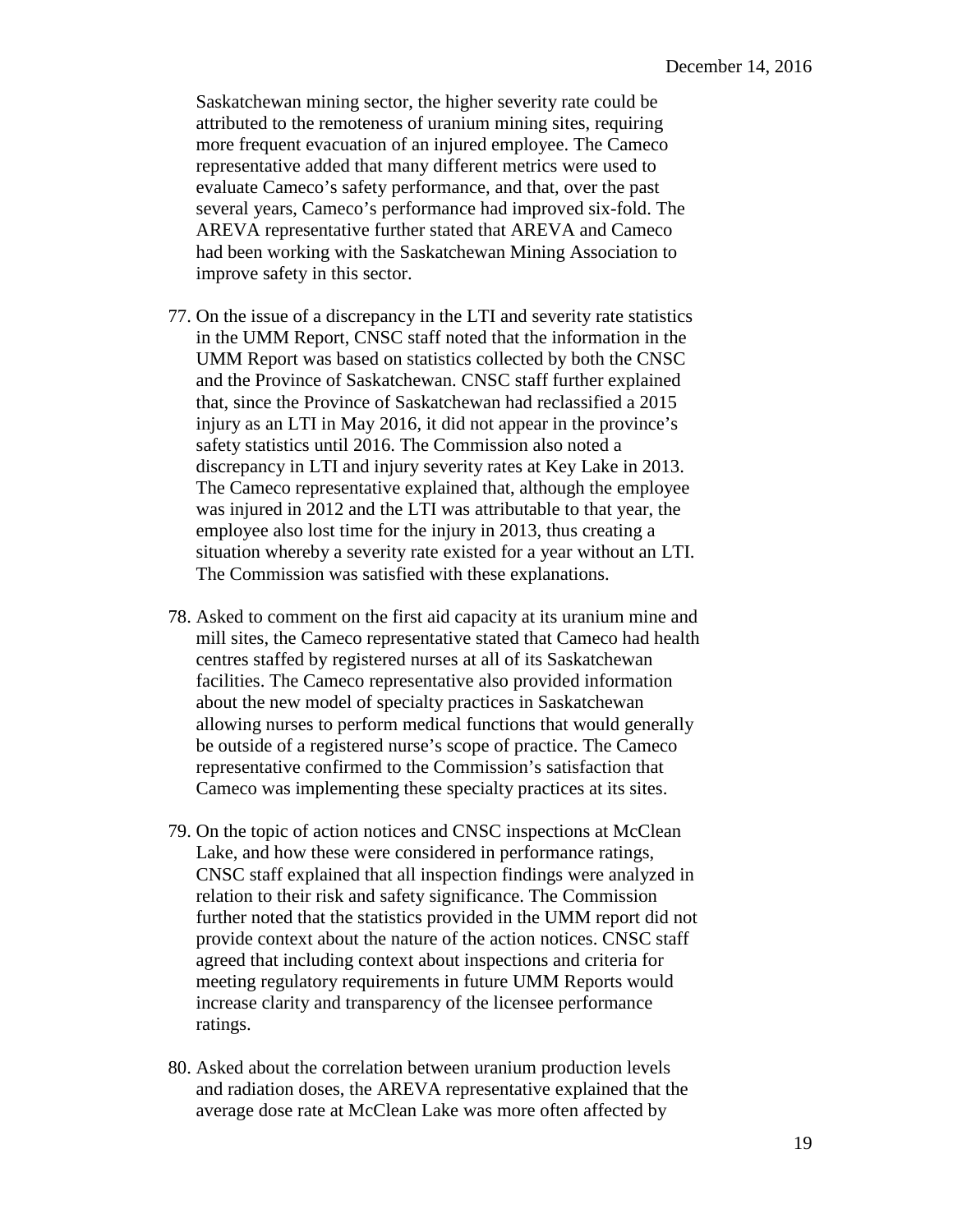Saskatchewan mining sector, the higher severity rate could be attributed to the remoteness of uranium mining sites, requiring more frequent evacuation of an injured employee. The Cameco representative added that many different metrics were used to evaluate Cameco's safety performance, and that, over the past several years, Cameco's performance had improved six-fold. The AREVA representative further stated that AREVA and Cameco had been working with the Saskatchewan Mining Association to improve safety in this sector.

77. On the issue of a discrepancy in the LTI and severity rate statistics in the UMM Report, CNSC staff noted that the information in the UMM Report was based on statistics collected by both the CNSC and the Province of Saskatchewan. CNSC staff further explained that, since the Province of Saskatchewan had reclassified a 2015 injury as an LTI in May 2016, it did not appear in the province's safety statistics until 2016. The Commission also noted a discrepancy in LTI and injury severity rates at Key Lake in 2013. The Cameco representative explained that, although the employee was injured in 2012 and the LTI was attributable to that year, the employee also lost time for the injury in 2013, thus creating a situation whereby a severity rate existed for a year without an LTI. The Commission was satisfied with these explanations.

78. Asked to comment on the first aid capacity at its uranium mine and mill sites, the Cameco representative stated that Cameco had health centres staffed by registered nurses at all of its Saskatchewan facilities. The Cameco representative also provided information about the new model of specialty practices in Saskatchewan allowing nurses to perform medical functions that would generally be outside of a registered nurse's scope of practice. The Cameco representative confirmed to the Commission's satisfaction that Cameco was implementing these specialty practices at its sites.

79. On the topic of action notices and CNSC inspections at McClean Lake, and how these were considered in performance ratings, CNSC staff explained that all inspection findings were analyzed in relation to their risk and safety significance. The Commission further noted that the statistics provided in the UMM report did not provide context about the nature of the action notices. CNSC staff agreed that including context about inspections and criteria for meeting regulatory requirements in future UMM Reports would increase clarity and transparency of the licensee performance ratings.

80. Asked about the correlation between uranium production levels and radiation doses, the AREVA representative explained that the average dose rate at McClean Lake was more often affected by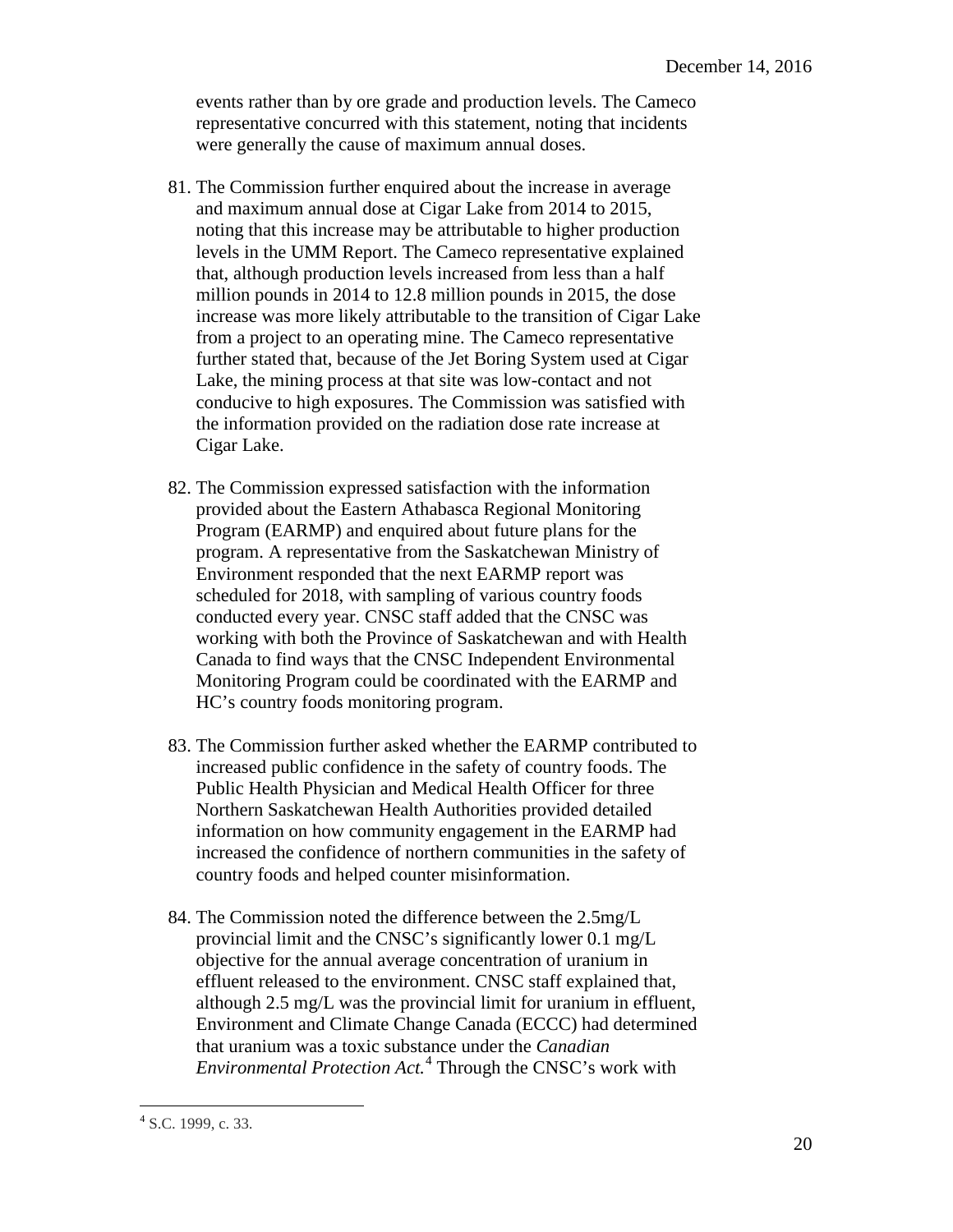events rather than by ore grade and production levels. The Cameco representative concurred with this statement, noting that incidents were generally the cause of maximum annual doses.

81. The Commission further enquired about the increase in average and maximum annual dose at Cigar Lake from 2014 to 2015, noting that this increase may be attributable to higher production levels in the UMM Report. The Cameco representative explained that, although production levels increased from less than a half million pounds in 2014 to 12.8 million pounds in 2015, the dose increase was more likely attributable to the transition of Cigar Lake from a project to an operating mine. The Cameco representative further stated that, because of the Jet Boring System used at Cigar Lake, the mining process at that site was low-contact and not conducive to high exposures. The Commission was satisfied with the information provided on the radiation dose rate increase at Cigar Lake.

82. The Commission expressed satisfaction with the information provided about the Eastern Athabasca Regional Monitoring Program (EARMP) and enquired about future plans for the program. A representative from the Saskatchewan Ministry of Environment responded that the next EARMP report was scheduled for 2018, with sampling of various country foods conducted every year. CNSC staff added that the CNSC was working with both the Province of Saskatchewan and with Health Canada to find ways that the CNSC Independent Environmental Monitoring Program could be coordinated with the EARMP and HC's country foods monitoring program.

83. The Commission further asked whether the EARMP contributed to increased public confidence in the safety of country foods. The Public Health Physician and Medical Health Officer for three Northern Saskatchewan Health Authorities provided detailed information on how community engagement in the EARMP had increased the confidence of northern communities in the safety of country foods and helped counter misinformation.

84. The Commission noted the difference between the 2.5mg/L provincial limit and the CNSC's significantly lower 0.1 mg/L objective for the annual average concentration of uranium in effluent released to the environment. CNSC staff explained that, although 2.5 mg/L was the provincial limit for uranium in effluent, Environment and Climate Change Canada (ECCC) had determined that uranium was a toxic substance under the *Canadian Environmental Protection Act.*[4] Through the CNSC's work with

[4] S.C. 1999, c. 33.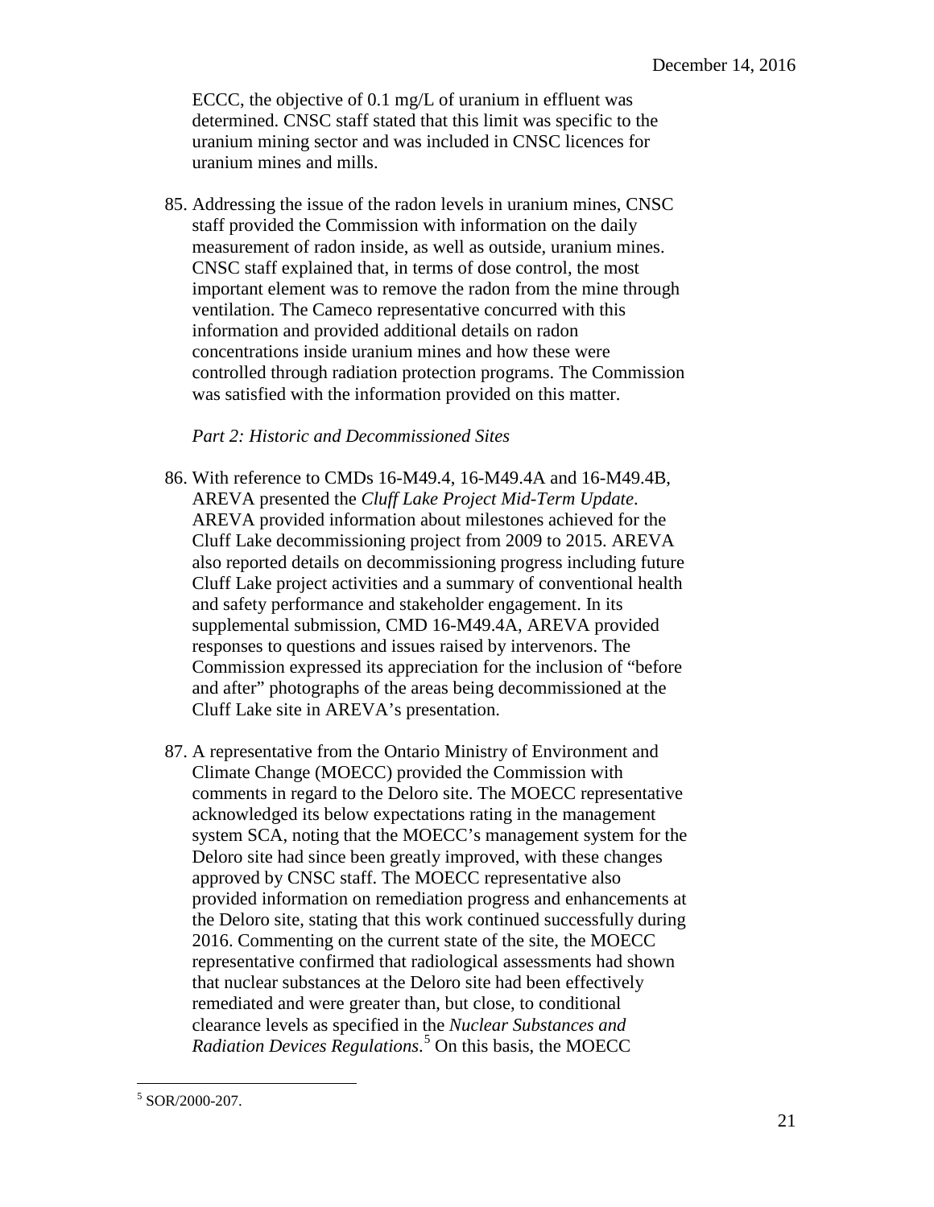ECCC, the objective of 0.1 mg/L of uranium in effluent was determined. CNSC staff stated that this limit was specific to the uranium mining sector and was included in CNSC licences for uranium mines and mills.

85. Addressing the issue of the radon levels in uranium mines, CNSC staff provided the Commission with information on the daily measurement of radon inside, as well as outside, uranium mines. CNSC staff explained that, in terms of dose control, the most important element was to remove the radon from the mine through ventilation. The Cameco representative concurred with this information and provided additional details on radon concentrations inside uranium mines and how these were controlled through radiation protection programs. The Commission was satisfied with the information provided on this matter.

*Part 2: Historic and Decommissioned Sites*

86. With reference to CMDs 16-M49.4, 16-M49.4A and 16-M49.4B, AREVA presented the *Cluff Lake Project Mid-Term Update*. AREVA provided information about milestones achieved for the Cluff Lake decommissioning project from 2009 to 2015. AREVA also reported details on decommissioning progress including future Cluff Lake project activities and a summary of conventional health and safety performance and stakeholder engagement. In its supplemental submission, CMD 16-M49.4A, AREVA provided responses to questions and issues raised by intervenors. The Commission expressed its appreciation for the inclusion of "before and after" photographs of the areas being decommissioned at the Cluff Lake site in AREVA's presentation.

87. A representative from the Ontario Ministry of Environment and Climate Change (MOECC) provided the Commission with comments in regard to the Deloro site. The MOECC representative acknowledged its below expectations rating in the management system SCA, noting that the MOECC's management system for the Deloro site had since been greatly improved, with these changes approved by CNSC staff. The MOECC representative also provided information on remediation progress and enhancements at the Deloro site, stating that this work continued successfully during 2016. Commenting on the current state of the site, the MOECC representative confirmed that radiological assessments had shown that nuclear substances at the Deloro site had been effectively remediated and were greater than, but close, to conditional clearance levels as specified in the *Nuclear Substances and Radiation Devices Regulations*.[5] On this basis, the MOECC

[5] SOR/2000-207.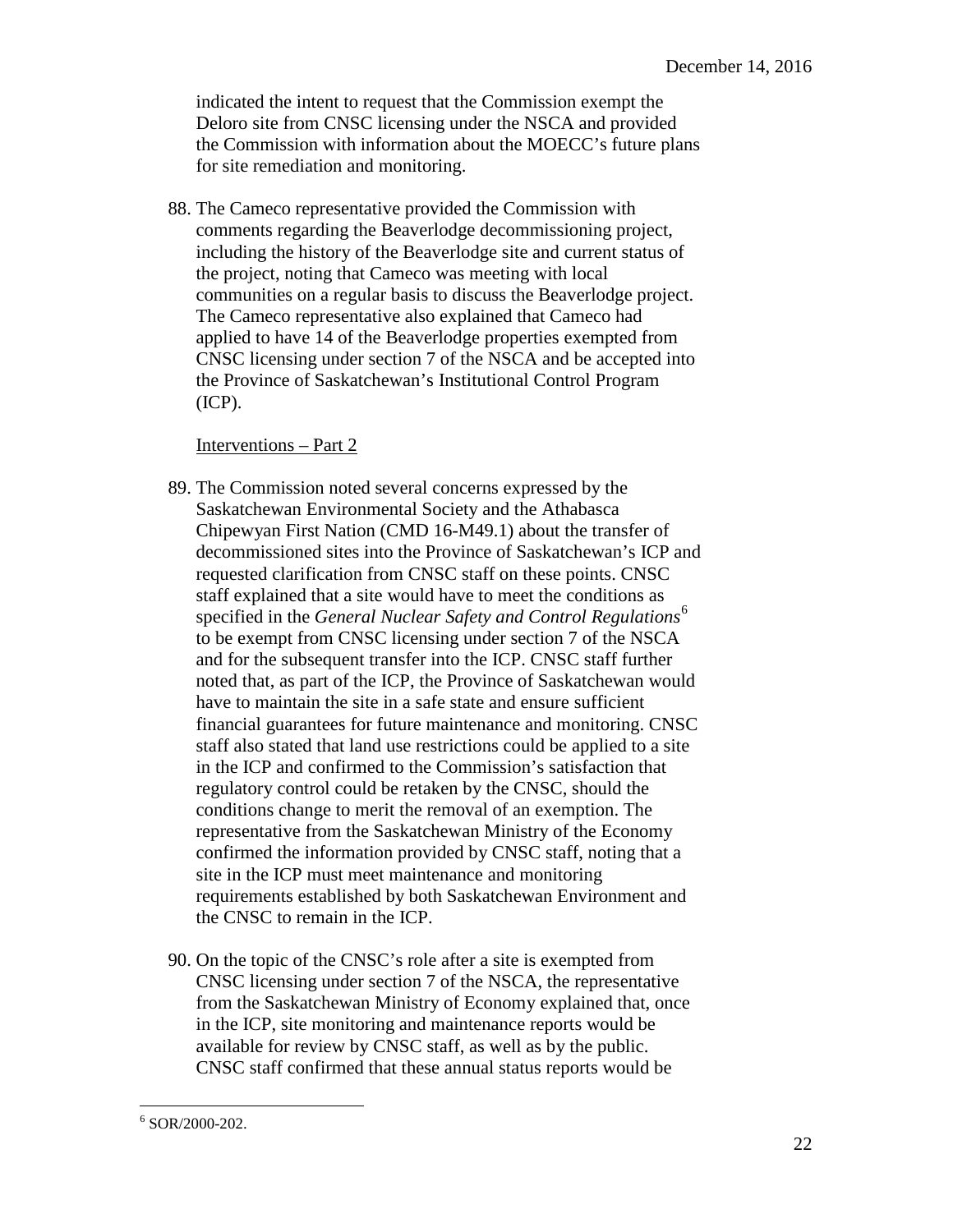indicated the intent to request that the Commission exempt the Deloro site from CNSC licensing under the NSCA and provided the Commission with information about the MOECC's future plans for site remediation and monitoring.

88. The Cameco representative provided the Commission with comments regarding the Beaverlodge decommissioning project, including the history of the Beaverlodge site and current status of the project, noting that Cameco was meeting with local communities on a regular basis to discuss the Beaverlodge project. The Cameco representative also explained that Cameco had applied to have 14 of the Beaverlodge properties exempted from CNSC licensing under section 7 of the NSCA and be accepted into the Province of Saskatchewan's Institutional Control Program (ICP).

Interventions – Part 2

89. The Commission noted several concerns expressed by the Saskatchewan Environmental Society and the Athabasca Chipewyan First Nation (CMD 16-M49.1) about the transfer of decommissioned sites into the Province of Saskatchewan's ICP and requested clarification from CNSC staff on these points. CNSC staff explained that a site would have to meet the conditions as specified in the *General Nuclear Safety and Control Regulations*[6] to be exempt from CNSC licensing under section 7 of the NSCA and for the subsequent transfer into the ICP. CNSC staff further noted that, as part of the ICP, the Province of Saskatchewan would have to maintain the site in a safe state and ensure sufficient financial guarantees for future maintenance and monitoring. CNSC staff also stated that land use restrictions could be applied to a site in the ICP and confirmed to the Commission's satisfaction that regulatory control could be retaken by the CNSC, should the conditions change to merit the removal of an exemption. The representative from the Saskatchewan Ministry of the Economy confirmed the information provided by CNSC staff, noting that a site in the ICP must meet maintenance and monitoring requirements established by both Saskatchewan Environment and the CNSC to remain in the ICP.

90. On the topic of the CNSC's role after a site is exempted from CNSC licensing under section 7 of the NSCA, the representative from the Saskatchewan Ministry of Economy explained that, once in the ICP, site monitoring and maintenance reports would be available for review by CNSC staff, as well as by the public. CNSC staff confirmed that these annual status reports would be

[6] SOR/2000-202.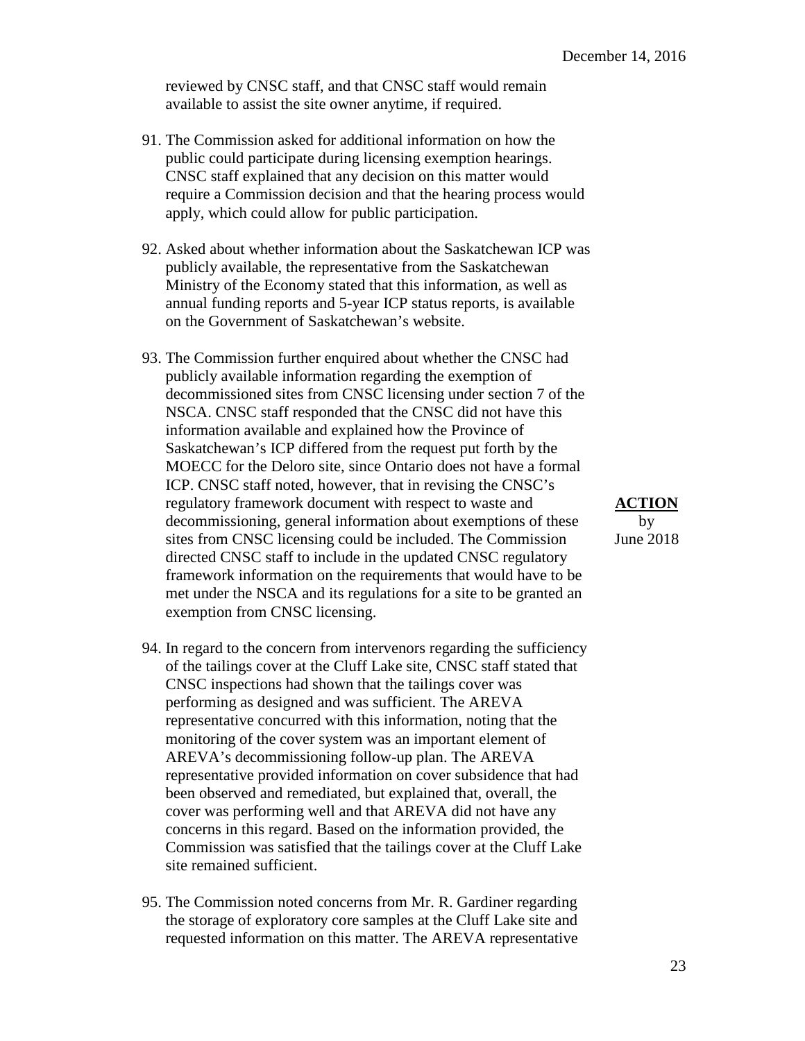reviewed by CNSC staff, and that CNSC staff would remain available to assist the site owner anytime, if required.

91. The Commission asked for additional information on how the public could participate during licensing exemption hearings. CNSC staff explained that any decision on this matter would require a Commission decision and that the hearing process would apply, which could allow for public participation.

92. Asked about whether information about the Saskatchewan ICP was publicly available, the representative from the Saskatchewan Ministry of the Economy stated that this information, as well as annual funding reports and 5-year ICP status reports, is available on the Government of Saskatchewan's website.

93. The Commission further enquired about whether the CNSC had publicly available information regarding the exemption of decommissioned sites from CNSC licensing under section 7 of the NSCA. CNSC staff responded that the CNSC did not have this information available and explained how the Province of Saskatchewan's ICP differed from the request put forth by the MOECC for the Deloro site, since Ontario does not have a formal ICP. CNSC staff noted, however, that in revising the CNSC's regulatory framework document with respect to waste and decommissioning, general information about exemptions of these sites from CNSC licensing could be included. The Commission directed CNSC staff to include in the updated CNSC regulatory framework information on the requirements that would have to be met under the NSCA and its regulations for a site to be granted an exemption from CNSC licensing.

**ACTION** by June 2018

94. In regard to the concern from intervenors regarding the sufficiency of the tailings cover at the Cluff Lake site, CNSC staff stated that CNSC inspections had shown that the tailings cover was performing as designed and was sufficient. The AREVA representative concurred with this information, noting that the monitoring of the cover system was an important element of AREVA's decommissioning follow-up plan. The AREVA representative provided information on cover subsidence that had been observed and remediated, but explained that, overall, the cover was performing well and that AREVA did not have any concerns in this regard. Based on the information provided, the Commission was satisfied that the tailings cover at the Cluff Lake site remained sufficient.

95. The Commission noted concerns from Mr. R. Gardiner regarding the storage of exploratory core samples at the Cluff Lake site and requested information on this matter. The AREVA representative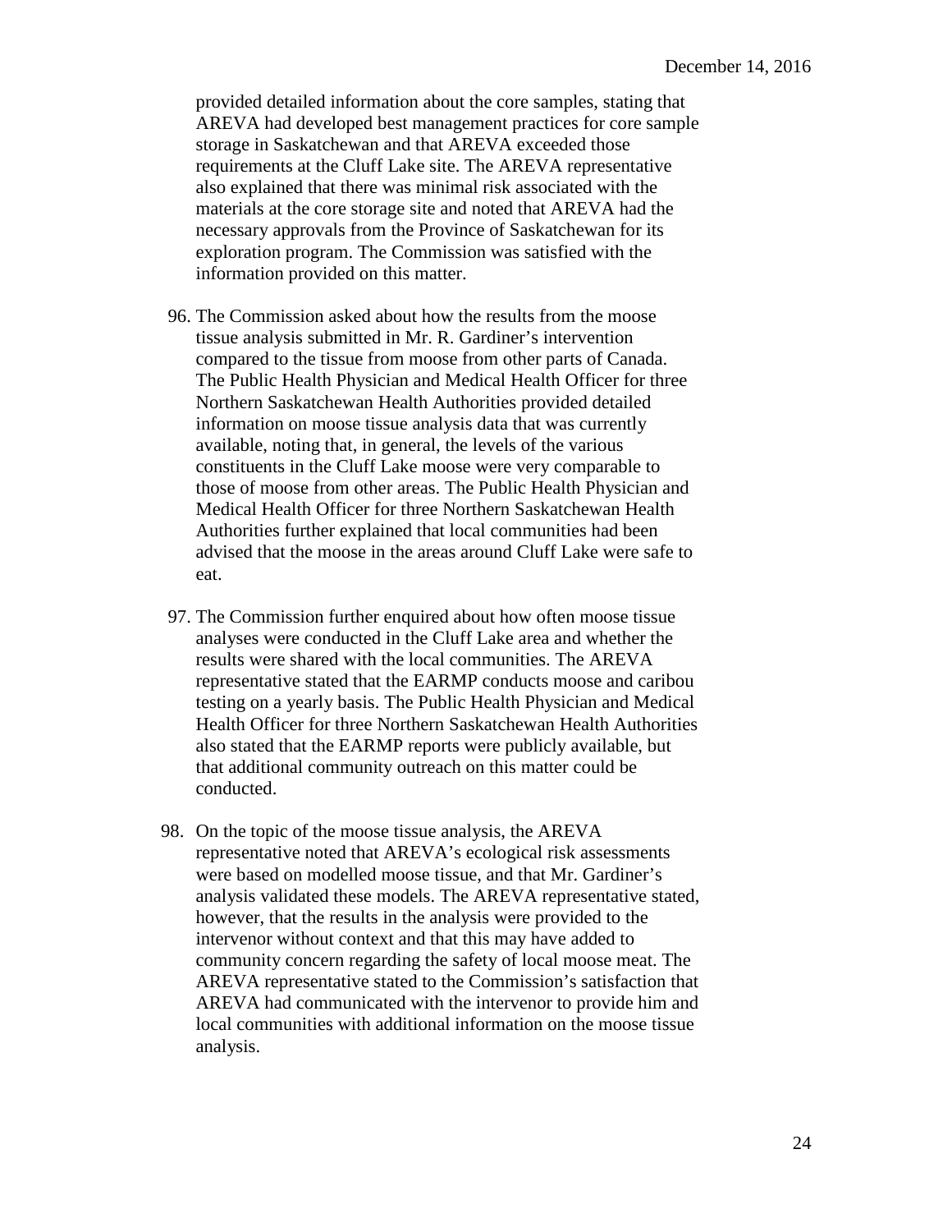provided detailed information about the core samples, stating that AREVA had developed best management practices for core sample storage in Saskatchewan and that AREVA exceeded those requirements at the Cluff Lake site. The AREVA representative also explained that there was minimal risk associated with the materials at the core storage site and noted that AREVA had the necessary approvals from the Province of Saskatchewan for its exploration program. The Commission was satisfied with the information provided on this matter.

96. The Commission asked about how the results from the moose tissue analysis submitted in Mr. R. Gardiner's intervention compared to the tissue from moose from other parts of Canada. The Public Health Physician and Medical Health Officer for three Northern Saskatchewan Health Authorities provided detailed information on moose tissue analysis data that was currently available, noting that, in general, the levels of the various constituents in the Cluff Lake moose were very comparable to those of moose from other areas. The Public Health Physician and Medical Health Officer for three Northern Saskatchewan Health Authorities further explained that local communities had been advised that the moose in the areas around Cluff Lake were safe to eat.

97. The Commission further enquired about how often moose tissue analyses were conducted in the Cluff Lake area and whether the results were shared with the local communities. The AREVA representative stated that the EARMP conducts moose and caribou testing on a yearly basis. The Public Health Physician and Medical Health Officer for three Northern Saskatchewan Health Authorities also stated that the EARMP reports were publicly available, but that additional community outreach on this matter could be conducted.

98. On the topic of the moose tissue analysis, the AREVA representative noted that AREVA's ecological risk assessments were based on modelled moose tissue, and that Mr. Gardiner's analysis validated these models. The AREVA representative stated, however, that the results in the analysis were provided to the intervenor without context and that this may have added to community concern regarding the safety of local moose meat. The AREVA representative stated to the Commission's satisfaction that AREVA had communicated with the intervenor to provide him and local communities with additional information on the moose tissue analysis.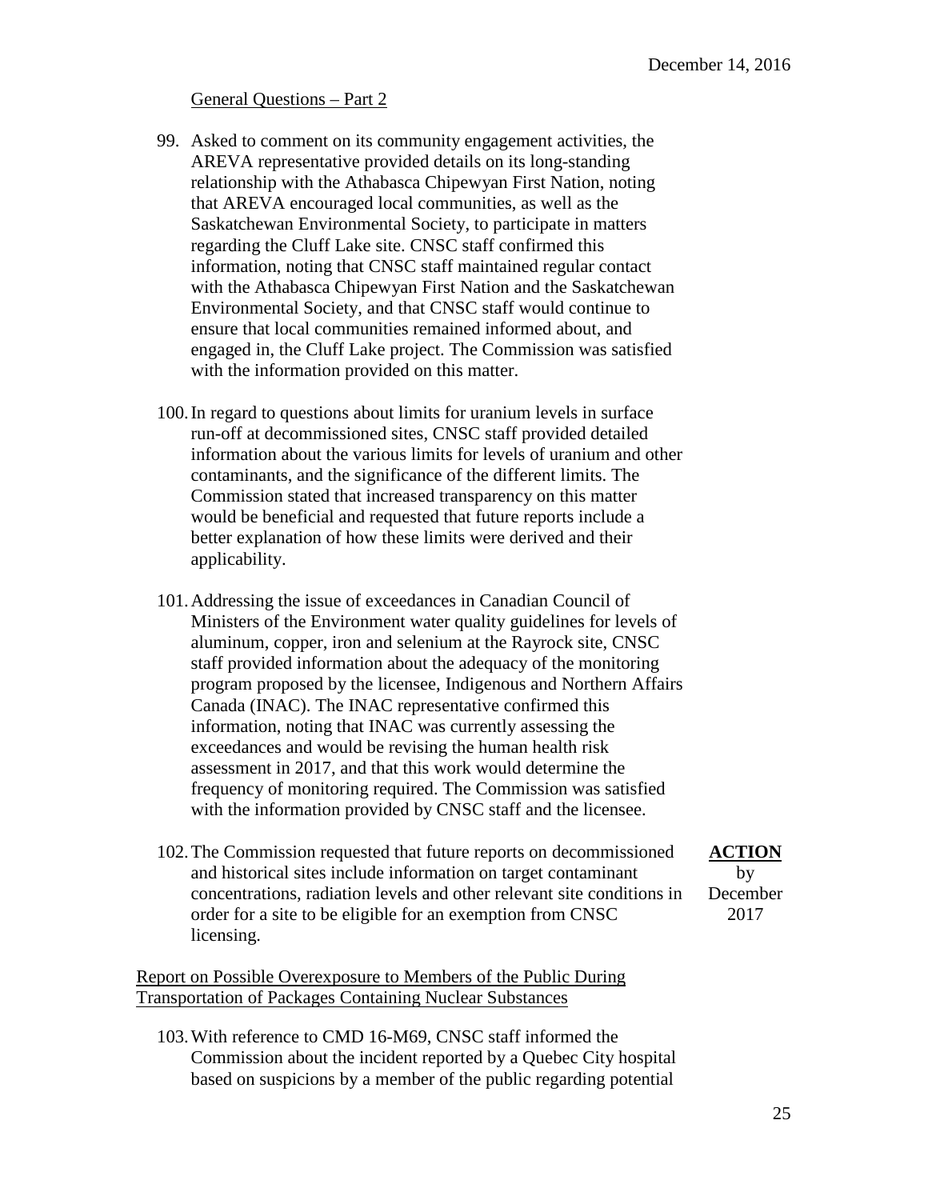General Questions – Part 2

99. Asked to comment on its community engagement activities, the AREVA representative provided details on its long-standing relationship with the Athabasca Chipewyan First Nation, noting that AREVA encouraged local communities, as well as the Saskatchewan Environmental Society, to participate in matters regarding the Cluff Lake site. CNSC staff confirmed this information, noting that CNSC staff maintained regular contact with the Athabasca Chipewyan First Nation and the Saskatchewan Environmental Society, and that CNSC staff would continue to ensure that local communities remained informed about, and engaged in, the Cluff Lake project. The Commission was satisfied with the information provided on this matter.

100. In regard to questions about limits for uranium levels in surface run-off at decommissioned sites, CNSC staff provided detailed information about the various limits for levels of uranium and other contaminants, and the significance of the different limits. The Commission stated that increased transparency on this matter would be beneficial and requested that future reports include a better explanation of how these limits were derived and their applicability.

101. Addressing the issue of exceedances in Canadian Council of Ministers of the Environment water quality guidelines for levels of aluminum, copper, iron and selenium at the Rayrock site, CNSC staff provided information about the adequacy of the monitoring program proposed by the licensee, Indigenous and Northern Affairs Canada (INAC). The INAC representative confirmed this information, noting that INAC was currently assessing the exceedances and would be revising the human health risk assessment in 2017, and that this work would determine the frequency of monitoring required. The Commission was satisfied with the information provided by CNSC staff and the licensee.

102. The Commission requested that future reports on decommissioned and historical sites include information on target contaminant concentrations, radiation levels and other relevant site conditions in order for a site to be eligible for an exemption from CNSC licensing.

**ACTION** by December 2017

Report on Possible Overexposure to Members of the Public During Transportation of Packages Containing Nuclear Substances

103. With reference to CMD 16-M69, CNSC staff informed the Commission about the incident reported by a Quebec City hospital based on suspicions by a member of the public regarding potential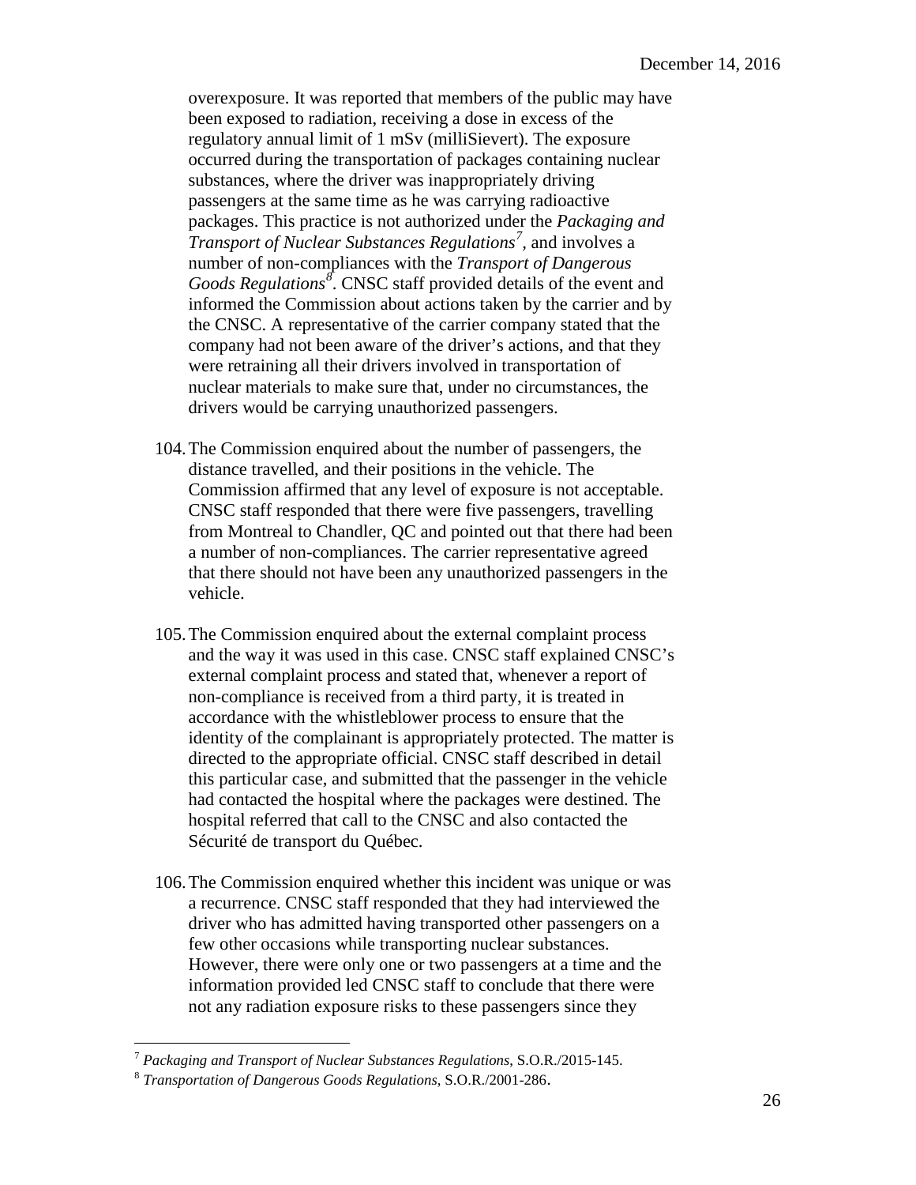overexposure. It was reported that members of the public may have been exposed to radiation, receiving a dose in excess of the regulatory annual limit of 1 mSv (milliSievert). The exposure occurred during the transportation of packages containing nuclear substances, where the driver was inappropriately driving passengers at the same time as he was carrying radioactive packages. This practice is not authorized under the *Packaging and Transport of Nuclear Substances Regulations*[7], and involves a number of non-compliances with the *Transport of Dangerous Goods Regulations*[8]. CNSC staff provided details of the event and informed the Commission about actions taken by the carrier and by the CNSC. A representative of the carrier company stated that the company had not been aware of the driver's actions, and that they were retraining all their drivers involved in transportation of nuclear materials to make sure that, under no circumstances, the drivers would be carrying unauthorized passengers.

104. The Commission enquired about the number of passengers, the distance travelled, and their positions in the vehicle. The Commission affirmed that any level of exposure is not acceptable. CNSC staff responded that there were five passengers, travelling from Montreal to Chandler, QC and pointed out that there had been a number of non-compliances. The carrier representative agreed that there should not have been any unauthorized passengers in the vehicle.

105. The Commission enquired about the external complaint process and the way it was used in this case. CNSC staff explained CNSC's external complaint process and stated that, whenever a report of non-compliance is received from a third party, it is treated in accordance with the whistleblower process to ensure that the identity of the complainant is appropriately protected. The matter is directed to the appropriate official. CNSC staff described in detail this particular case, and submitted that the passenger in the vehicle had contacted the hospital where the packages were destined. The hospital referred that call to the CNSC and also contacted the Sécurité de transport du Québec.

106. The Commission enquired whether this incident was unique or was a recurrence. CNSC staff responded that they had interviewed the driver who has admitted having transported other passengers on a few other occasions while transporting nuclear substances. However, there were only one or two passengers at a time and the information provided led CNSC staff to conclude that there were not any radiation exposure risks to these passengers since they

---

[7] *Packaging and Transport of Nuclear Substances Regulations*, S.O.R./2015-145.

[8] *Transportation of Dangerous Goods Regulations*, S.O.R./2001-286.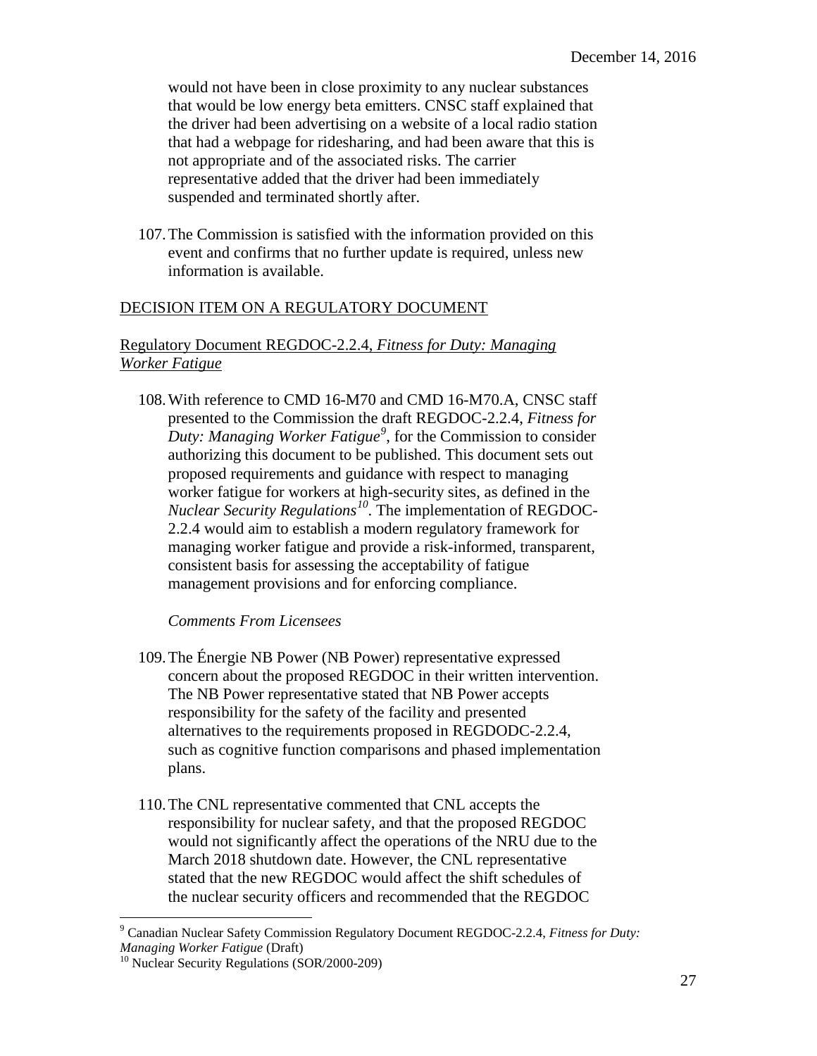would not have been in close proximity to any nuclear substances that would be low energy beta emitters. CNSC staff explained that the driver had been advertising on a website of a local radio station that had a webpage for ridesharing, and had been aware that this is not appropriate and of the associated risks. The carrier representative added that the driver had been immediately suspended and terminated shortly after.

107. The Commission is satisfied with the information provided on this event and confirms that no further update is required, unless new information is available.

## DECISION ITEM ON A REGULATORY DOCUMENT

### Regulatory Document REGDOC-2.2.4, *Fitness for Duty: Managing Worker Fatigue*

108. With reference to CMD 16-M70 and CMD 16-M70.A, CNSC staff presented to the Commission the draft REGDOC-2.2.4, *Fitness for Duty: Managing Worker Fatigue*[9], for the Commission to consider authorizing this document to be published. This document sets out proposed requirements and guidance with respect to managing worker fatigue for workers at high-security sites, as defined in the *Nuclear Security Regulations*[10]. The implementation of REGDOC-2.2.4 would aim to establish a modern regulatory framework for managing worker fatigue and provide a risk-informed, transparent, consistent basis for assessing the acceptability of fatigue management provisions and for enforcing compliance.

*Comments From Licensees*

109. The Énergie NB Power (NB Power) representative expressed concern about the proposed REGDOC in their written intervention. The NB Power representative stated that NB Power accepts responsibility for the safety of the facility and presented alternatives to the requirements proposed in REGDODC-2.2.4, such as cognitive function comparisons and phased implementation plans.

110. The CNL representative commented that CNL accepts the responsibility for nuclear safety, and that the proposed REGDOC would not significantly affect the operations of the NRU due to the March 2018 shutdown date. However, the CNL representative stated that the new REGDOC would affect the shift schedules of the nuclear security officers and recommended that the REGDOC

---

[9] Canadian Nuclear Safety Commission Regulatory Document REGDOC-2.2.4, *Fitness for Duty: Managing Worker Fatigue* (Draft)

[10] Nuclear Security Regulations (SOR/2000-209)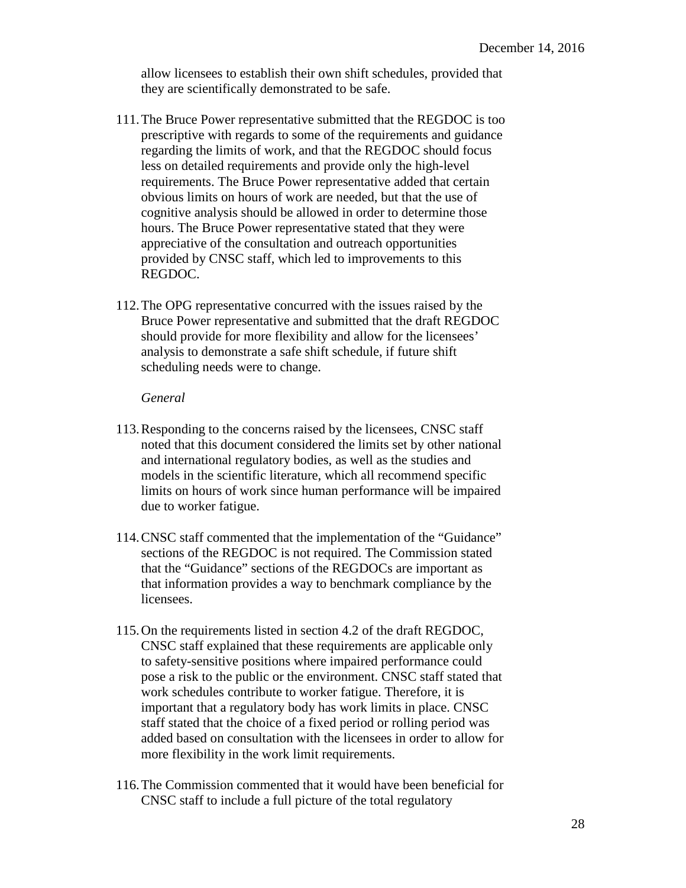allow licensees to establish their own shift schedules, provided that they are scientifically demonstrated to be safe.

111. The Bruce Power representative submitted that the REGDOC is too prescriptive with regards to some of the requirements and guidance regarding the limits of work, and that the REGDOC should focus less on detailed requirements and provide only the high-level requirements. The Bruce Power representative added that certain obvious limits on hours of work are needed, but that the use of cognitive analysis should be allowed in order to determine those hours. The Bruce Power representative stated that they were appreciative of the consultation and outreach opportunities provided by CNSC staff, which led to improvements to this REGDOC.

112. The OPG representative concurred with the issues raised by the Bruce Power representative and submitted that the draft REGDOC should provide for more flexibility and allow for the licensees' analysis to demonstrate a safe shift schedule, if future shift scheduling needs were to change.

*General*

113. Responding to the concerns raised by the licensees, CNSC staff noted that this document considered the limits set by other national and international regulatory bodies, as well as the studies and models in the scientific literature, which all recommend specific limits on hours of work since human performance will be impaired due to worker fatigue.

114. CNSC staff commented that the implementation of the "Guidance" sections of the REGDOC is not required. The Commission stated that the "Guidance" sections of the REGDOCs are important as that information provides a way to benchmark compliance by the licensees.

115. On the requirements listed in section 4.2 of the draft REGDOC, CNSC staff explained that these requirements are applicable only to safety-sensitive positions where impaired performance could pose a risk to the public or the environment. CNSC staff stated that work schedules contribute to worker fatigue. Therefore, it is important that a regulatory body has work limits in place. CNSC staff stated that the choice of a fixed period or rolling period was added based on consultation with the licensees in order to allow for more flexibility in the work limit requirements.

116. The Commission commented that it would have been beneficial for CNSC staff to include a full picture of the total regulatory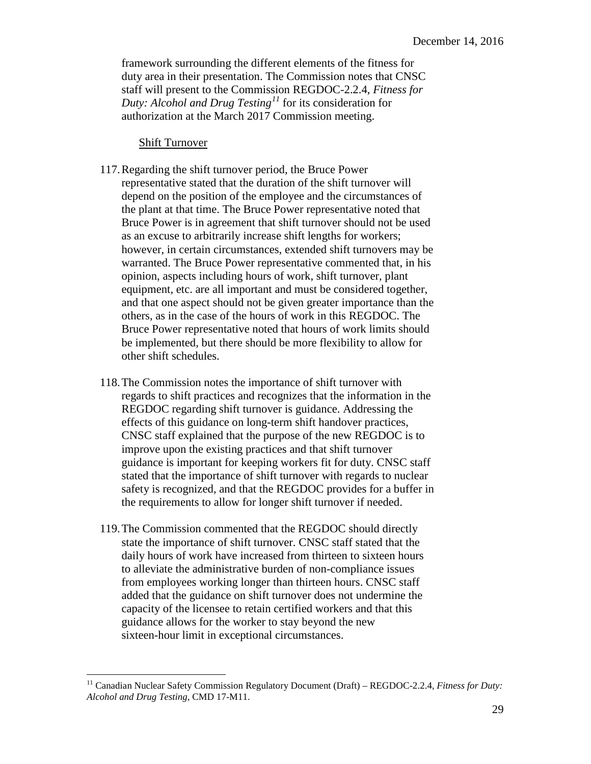framework surrounding the different elements of the fitness for duty area in their presentation. The Commission notes that CNSC staff will present to the Commission REGDOC-2.2.4, *Fitness for Duty: Alcohol and Drug Testing*[11] for its consideration for authorization at the March 2017 Commission meeting.

Shift Turnover

117. Regarding the shift turnover period, the Bruce Power representative stated that the duration of the shift turnover will depend on the position of the employee and the circumstances of the plant at that time. The Bruce Power representative noted that Bruce Power is in agreement that shift turnover should not be used as an excuse to arbitrarily increase shift lengths for workers; however, in certain circumstances, extended shift turnovers may be warranted. The Bruce Power representative commented that, in his opinion, aspects including hours of work, shift turnover, plant equipment, etc. are all important and must be considered together, and that one aspect should not be given greater importance than the others, as in the case of the hours of work in this REGDOC. The Bruce Power representative noted that hours of work limits should be implemented, but there should be more flexibility to allow for other shift schedules.

118. The Commission notes the importance of shift turnover with regards to shift practices and recognizes that the information in the REGDOC regarding shift turnover is guidance. Addressing the effects of this guidance on long-term shift handover practices, CNSC staff explained that the purpose of the new REGDOC is to improve upon the existing practices and that shift turnover guidance is important for keeping workers fit for duty. CNSC staff stated that the importance of shift turnover with regards to nuclear safety is recognized, and that the REGDOC provides for a buffer in the requirements to allow for longer shift turnover if needed.

119. The Commission commented that the REGDOC should directly state the importance of shift turnover. CNSC staff stated that the daily hours of work have increased from thirteen to sixteen hours to alleviate the administrative burden of non-compliance issues from employees working longer than thirteen hours. CNSC staff added that the guidance on shift turnover does not undermine the capacity of the licensee to retain certified workers and that this guidance allows for the worker to stay beyond the new sixteen-hour limit in exceptional circumstances.

[11] Canadian Nuclear Safety Commission Regulatory Document (Draft) – REGDOC-2.2.4, *Fitness for Duty: Alcohol and Drug Testing*, CMD 17-M11.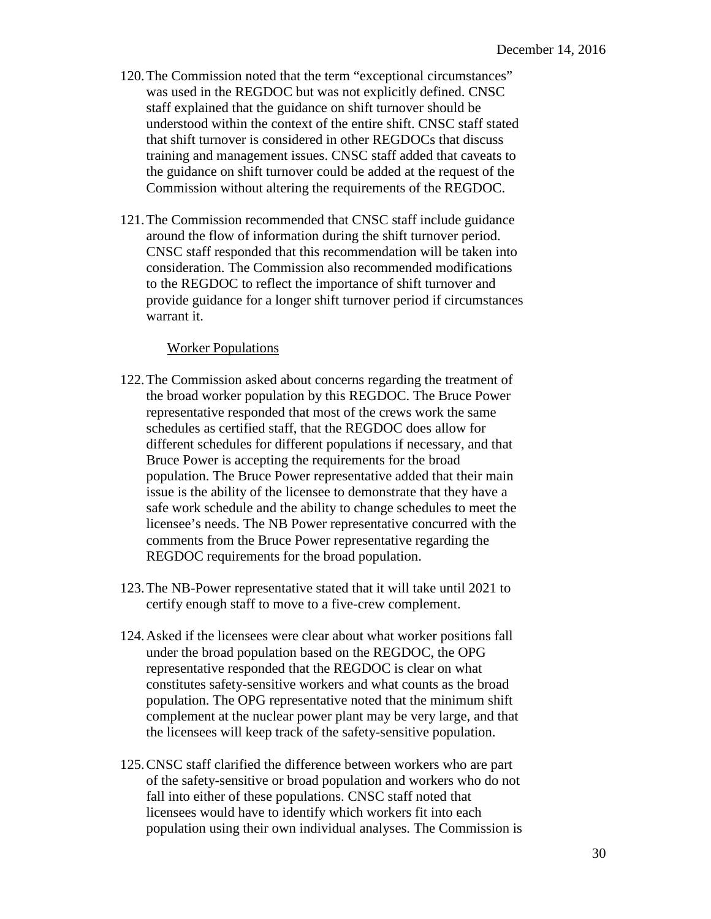120. The Commission noted that the term "exceptional circumstances" was used in the REGDOC but was not explicitly defined. CNSC staff explained that the guidance on shift turnover should be understood within the context of the entire shift. CNSC staff stated that shift turnover is considered in other REGDOCs that discuss training and management issues. CNSC staff added that caveats to the guidance on shift turnover could be added at the request of the Commission without altering the requirements of the REGDOC.

121. The Commission recommended that CNSC staff include guidance around the flow of information during the shift turnover period. CNSC staff responded that this recommendation will be taken into consideration. The Commission also recommended modifications to the REGDOC to reflect the importance of shift turnover and provide guidance for a longer shift turnover period if circumstances warrant it.

Worker Populations

122. The Commission asked about concerns regarding the treatment of the broad worker population by this REGDOC. The Bruce Power representative responded that most of the crews work the same schedules as certified staff, that the REGDOC does allow for different schedules for different populations if necessary, and that Bruce Power is accepting the requirements for the broad population. The Bruce Power representative added that their main issue is the ability of the licensee to demonstrate that they have a safe work schedule and the ability to change schedules to meet the licensee's needs. The NB Power representative concurred with the comments from the Bruce Power representative regarding the REGDOC requirements for the broad population.

123. The NB-Power representative stated that it will take until 2021 to certify enough staff to move to a five-crew complement.

124. Asked if the licensees were clear about what worker positions fall under the broad population based on the REGDOC, the OPG representative responded that the REGDOC is clear on what constitutes safety-sensitive workers and what counts as the broad population. The OPG representative noted that the minimum shift complement at the nuclear power plant may be very large, and that the licensees will keep track of the safety-sensitive population.

125. CNSC staff clarified the difference between workers who are part of the safety-sensitive or broad population and workers who do not fall into either of these populations. CNSC staff noted that licensees would have to identify which workers fit into each population using their own individual analyses. The Commission is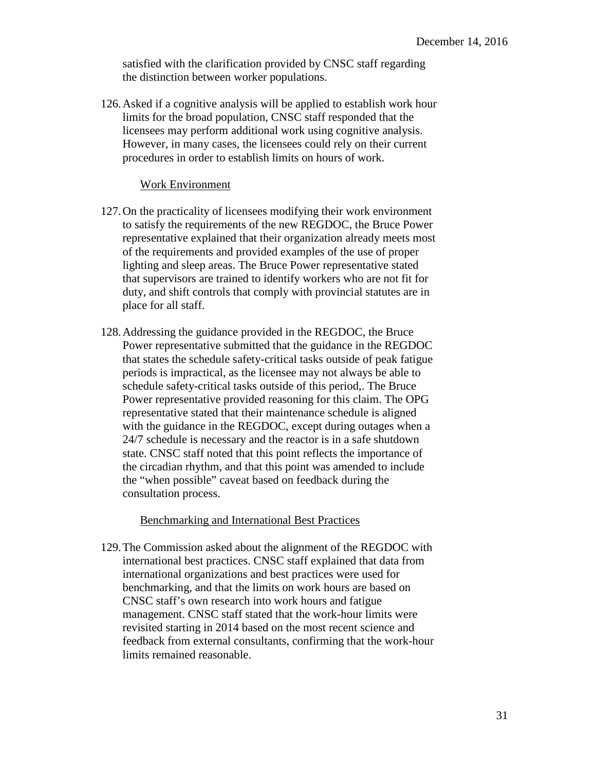satisfied with the clarification provided by CNSC staff regarding the distinction between worker populations.

126. Asked if a cognitive analysis will be applied to establish work hour limits for the broad population, CNSC staff responded that the licensees may perform additional work using cognitive analysis. However, in many cases, the licensees could rely on their current procedures in order to establish limits on hours of work.

Work Environment

127. On the practicality of licensees modifying their work environment to satisfy the requirements of the new REGDOC, the Bruce Power representative explained that their organization already meets most of the requirements and provided examples of the use of proper lighting and sleep areas. The Bruce Power representative stated that supervisors are trained to identify workers who are not fit for duty, and shift controls that comply with provincial statutes are in place for all staff.

128. Addressing the guidance provided in the REGDOC, the Bruce Power representative submitted that the guidance in the REGDOC that states the schedule safety-critical tasks outside of peak fatigue periods is impractical, as the licensee may not always be able to schedule safety-critical tasks outside of this period,. The Bruce Power representative provided reasoning for this claim. The OPG representative stated that their maintenance schedule is aligned with the guidance in the REGDOC, except during outages when a 24/7 schedule is necessary and the reactor is in a safe shutdown state. CNSC staff noted that this point reflects the importance of the circadian rhythm, and that this point was amended to include the "when possible" caveat based on feedback during the consultation process.

Benchmarking and International Best Practices

129. The Commission asked about the alignment of the REGDOC with international best practices. CNSC staff explained that data from international organizations and best practices were used for benchmarking, and that the limits on work hours are based on CNSC staff's own research into work hours and fatigue management. CNSC staff stated that the work-hour limits were revisited starting in 2014 based on the most recent science and feedback from external consultants, confirming that the work-hour limits remained reasonable.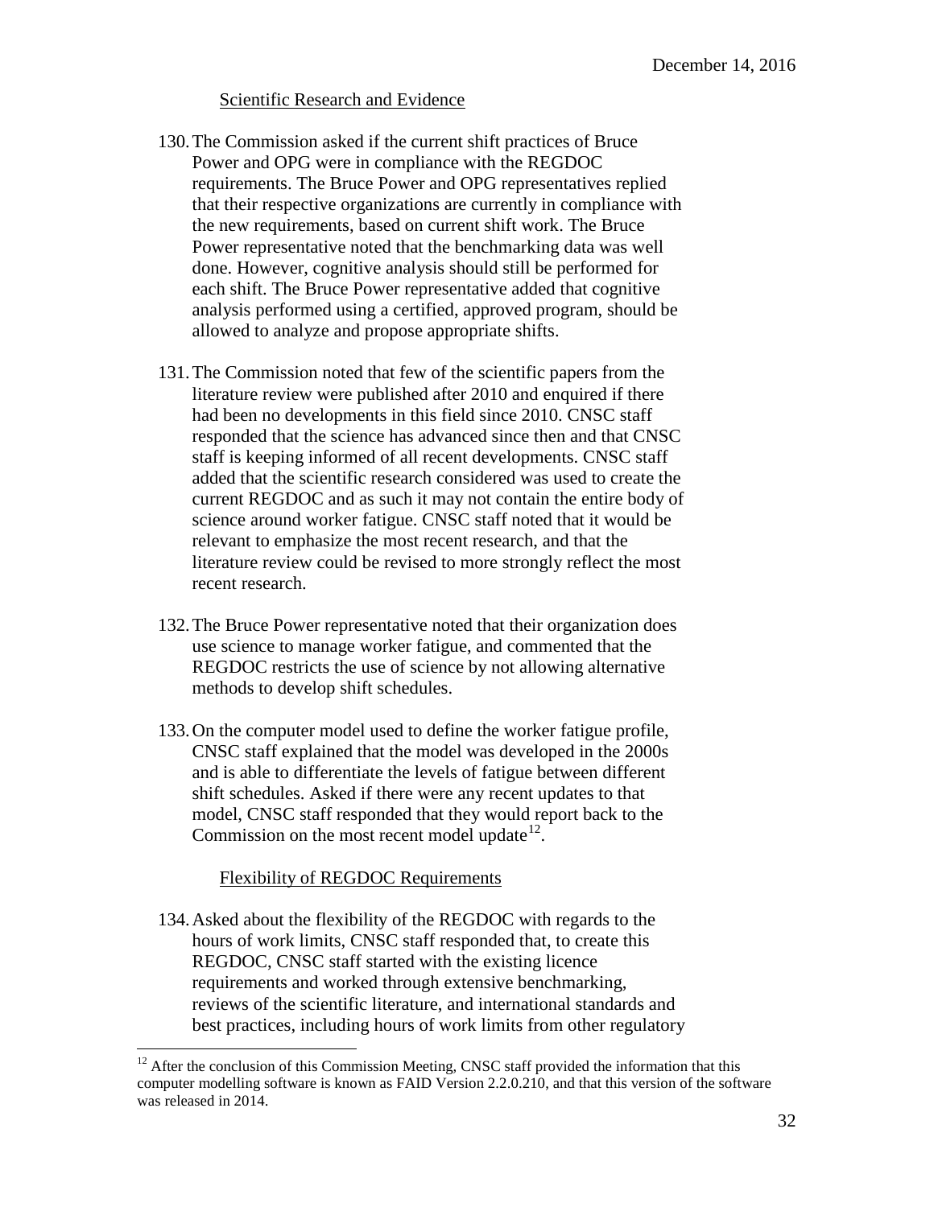### Scientific Research and Evidence

130. The Commission asked if the current shift practices of Bruce Power and OPG were in compliance with the REGDOC requirements. The Bruce Power and OPG representatives replied that their respective organizations are currently in compliance with the new requirements, based on current shift work. The Bruce Power representative noted that the benchmarking data was well done. However, cognitive analysis should still be performed for each shift. The Bruce Power representative added that cognitive analysis performed using a certified, approved program, should be allowed to analyze and propose appropriate shifts.

131. The Commission noted that few of the scientific papers from the literature review were published after 2010 and enquired if there had been no developments in this field since 2010. CNSC staff responded that the science has advanced since then and that CNSC staff is keeping informed of all recent developments. CNSC staff added that the scientific research considered was used to create the current REGDOC and as such it may not contain the entire body of science around worker fatigue. CNSC staff noted that it would be relevant to emphasize the most recent research, and that the literature review could be revised to more strongly reflect the most recent research.

132. The Bruce Power representative noted that their organization does use science to manage worker fatigue, and commented that the REGDOC restricts the use of science by not allowing alternative methods to develop shift schedules.

133. On the computer model used to define the worker fatigue profile, CNSC staff explained that the model was developed in the 2000s and is able to differentiate the levels of fatigue between different shift schedules. Asked if there were any recent updates to that model, CNSC staff responded that they would report back to the Commission on the most recent model update[12].

### Flexibility of REGDOC Requirements

134. Asked about the flexibility of the REGDOC with regards to the hours of work limits, CNSC staff responded that, to create this REGDOC, CNSC staff started with the existing licence requirements and worked through extensive benchmarking, reviews of the scientific literature, and international standards and best practices, including hours of work limits from other regulatory

[12] After the conclusion of this Commission Meeting, CNSC staff provided the information that this computer modelling software is known as FAID Version 2.2.0.210, and that this version of the software was released in 2014.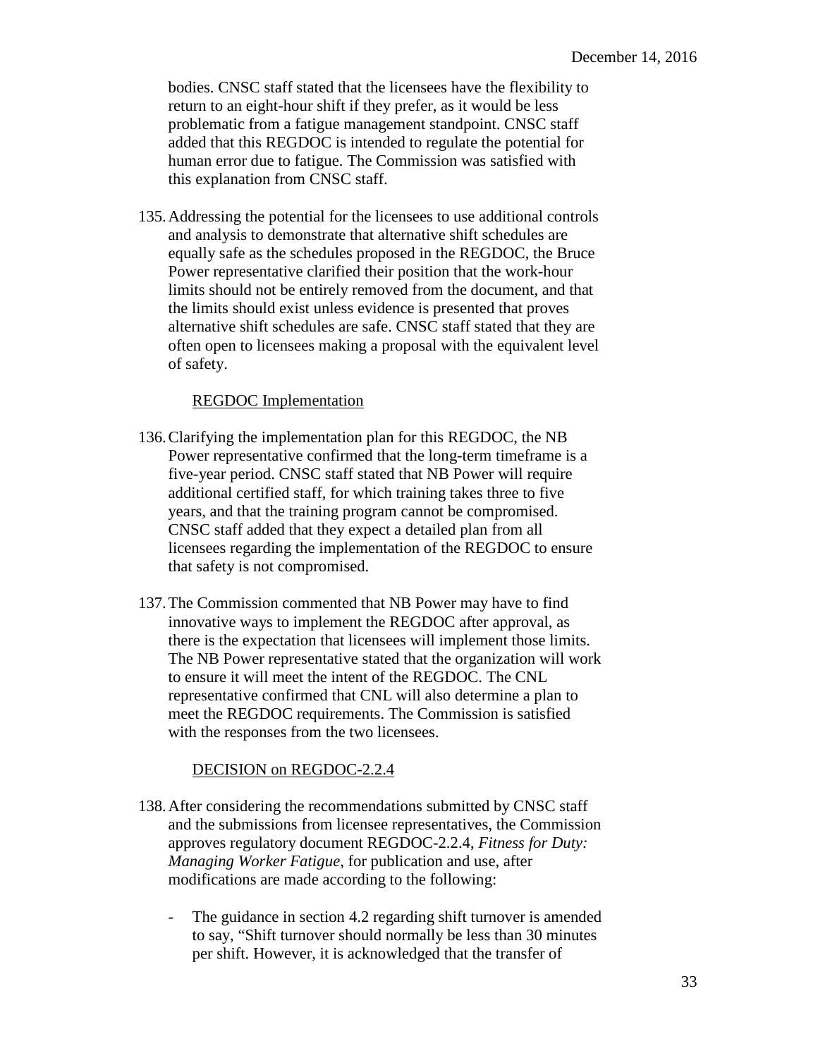bodies. CNSC staff stated that the licensees have the flexibility to return to an eight-hour shift if they prefer, as it would be less problematic from a fatigue management standpoint. CNSC staff added that this REGDOC is intended to regulate the potential for human error due to fatigue. The Commission was satisfied with this explanation from CNSC staff.

135. Addressing the potential for the licensees to use additional controls and analysis to demonstrate that alternative shift schedules are equally safe as the schedules proposed in the REGDOC, the Bruce Power representative clarified their position that the work-hour limits should not be entirely removed from the document, and that the limits should exist unless evidence is presented that proves alternative shift schedules are safe. CNSC staff stated that they are often open to licensees making a proposal with the equivalent level of safety.

<u>REGDOC Implementation</u>

136. Clarifying the implementation plan for this REGDOC, the NB Power representative confirmed that the long-term timeframe is a five-year period. CNSC staff stated that NB Power will require additional certified staff, for which training takes three to five years, and that the training program cannot be compromised. CNSC staff added that they expect a detailed plan from all licensees regarding the implementation of the REGDOC to ensure that safety is not compromised.

137. The Commission commented that NB Power may have to find innovative ways to implement the REGDOC after approval, as there is the expectation that licensees will implement those limits. The NB Power representative stated that the organization will work to ensure it will meet the intent of the REGDOC. The CNL representative confirmed that CNL will also determine a plan to meet the REGDOC requirements. The Commission is satisfied with the responses from the two licensees.

<u>DECISION on REGDOC-2.2.4</u>

138. After considering the recommendations submitted by CNSC staff and the submissions from licensee representatives, the Commission approves regulatory document REGDOC-2.2.4, *Fitness for Duty: Managing Worker Fatigue*, for publication and use, after modifications are made according to the following:

- The guidance in section 4.2 regarding shift turnover is amended to say, "Shift turnover should normally be less than 30 minutes per shift. However, it is acknowledged that the transfer of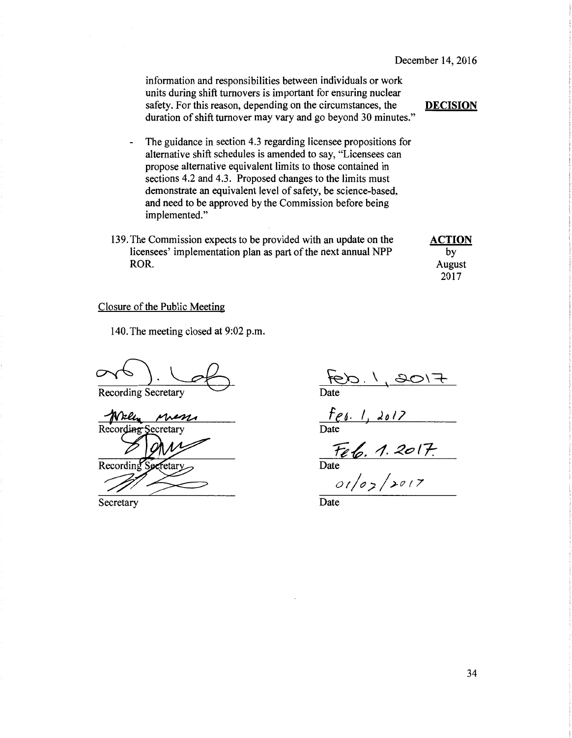information and responsibilities between individuals or work units during shift turnovers is important for ensuring nuclear safety. For this reason, depending on the circumstances, the duration of shift turnover may vary and go beyond 30 minutes."

**DECISION**

- The guidance in section 4.3 regarding licensee propositions for alternative shift schedules is amended to say, "Licensees can propose alternative equivalent limits to those contained in sections 4.2 and 4.3. Proposed changes to the limits must demonstrate an equivalent level of safety, be science-based, and need to be approved by the Commission before being implemented."

139. The Commission expects to be provided with an update on the licensees' implementation plan as part of the next annual NPP ROR.

**ACTION** by August 2017

Closure of the Public Meeting

140. The meeting closed at 9:02 p.m.

| | |
|---|---|
| Recording Secretary | Feb. 1, 2017 |
| | Date |
| Recording Secretary | Feb. 1, 2017 |
| | Date |
| Recording Secretary | Feb. 1. 2017 |
| | Date |
| Secretary | 01/02/2017 |
| | Date |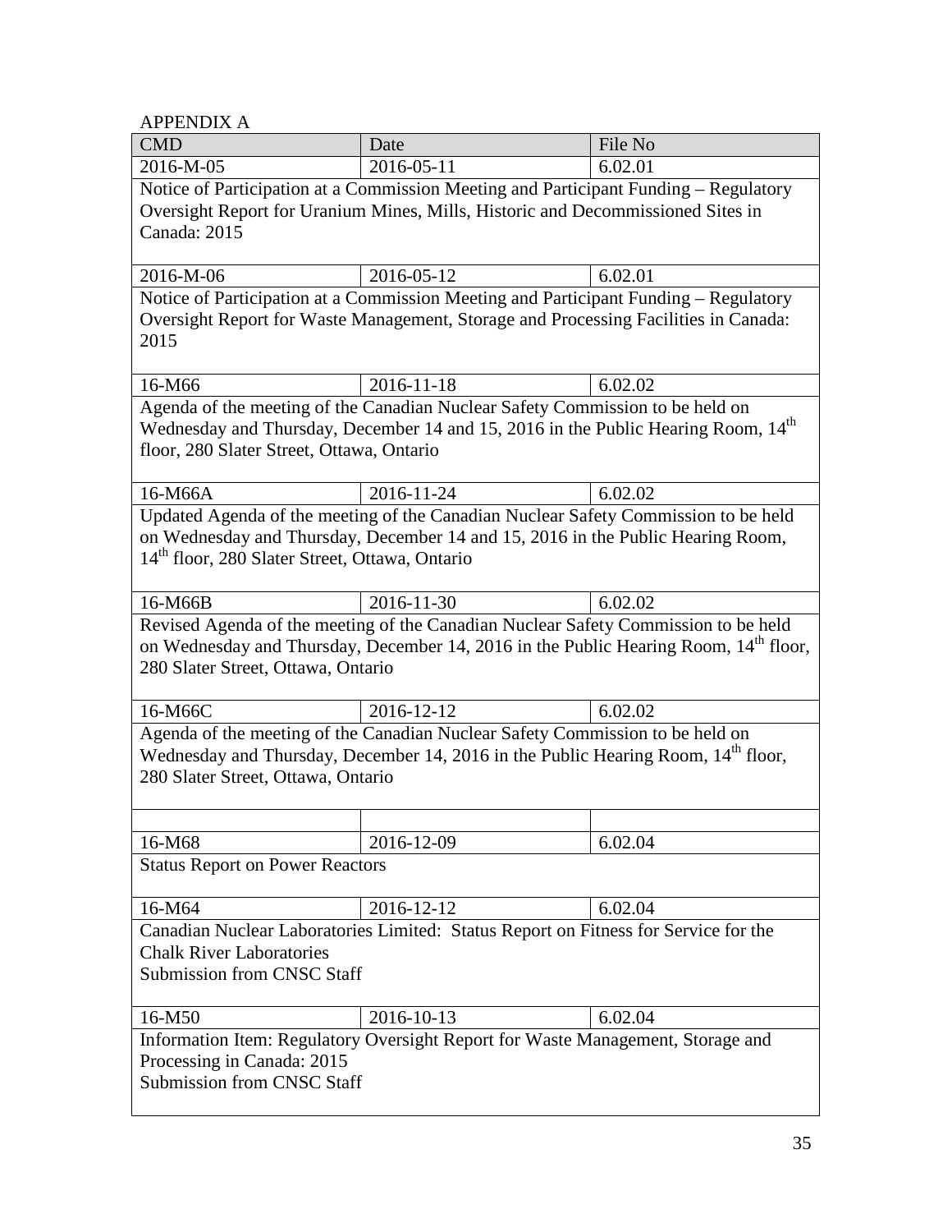APPENDIX A

| CMD | Date | File No |
|---|---|---|
| 2016-M-05 | 2016-05-11 | 6.02.01 |
| Notice of Participation at a Commission Meeting and Participant Funding – Regulatory Oversight Report for Uranium Mines, Mills, Historic and Decommissioned Sites in Canada: 2015 | | |
| 2016-M-06 | 2016-05-12 | 6.02.01 |
| Notice of Participation at a Commission Meeting and Participant Funding – Regulatory Oversight Report for Waste Management, Storage and Processing Facilities in Canada: 2015 | | |
| 16-M66 | 2016-11-18 | 6.02.02 |
| Agenda of the meeting of the Canadian Nuclear Safety Commission to be held on Wednesday and Thursday, December 14 and 15, 2016 in the Public Hearing Room, 14th floor, 280 Slater Street, Ottawa, Ontario | | |
| 16-M66A | 2016-11-24 | 6.02.02 |
| Updated Agenda of the meeting of the Canadian Nuclear Safety Commission to be held on Wednesday and Thursday, December 14 and 15, 2016 in the Public Hearing Room, 14th floor, 280 Slater Street, Ottawa, Ontario | | |
| 16-M66B | 2016-11-30 | 6.02.02 |
| Revised Agenda of the meeting of the Canadian Nuclear Safety Commission to be held on Wednesday and Thursday, December 14, 2016 in the Public Hearing Room, 14th floor, 280 Slater Street, Ottawa, Ontario | | |
| 16-M66C | 2016-12-12 | 6.02.02 |
| Agenda of the meeting of the Canadian Nuclear Safety Commission to be held on Wednesday and Thursday, December 14, 2016 in the Public Hearing Room, 14th floor, 280 Slater Street, Ottawa, Ontario | | |
| | | |
| 16-M68 | 2016-12-09 | 6.02.04 |
| Status Report on Power Reactors | | |
| 16-M64 | 2016-12-12 | 6.02.04 |
| Canadian Nuclear Laboratories Limited: Status Report on Fitness for Service for the Chalk River Laboratories<br>Submission from CNSC Staff | | |
| 16-M50 | 2016-10-13 | 6.02.04 |
| Information Item: Regulatory Oversight Report for Waste Management, Storage and Processing in Canada: 2015<br>Submission from CNSC Staff | | |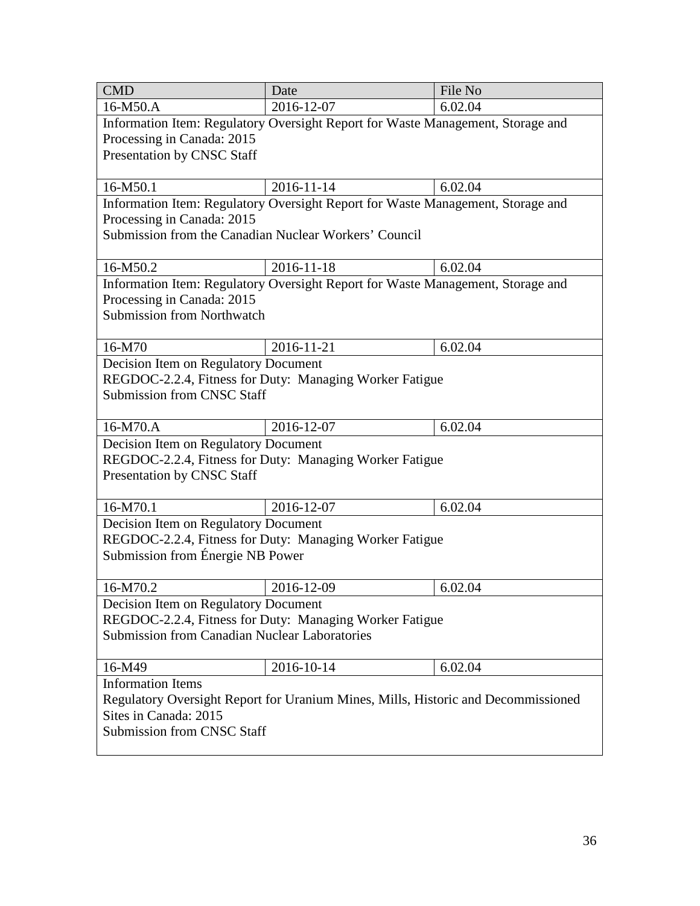| CMD | Date | File No |
|---|---|---|
| 16-M50.A | 2016-12-07 | 6.02.04 |
| Information Item: Regulatory Oversight Report for Waste Management, Storage and Processing in Canada: 2015<br>Presentation by CNSC Staff | | |
| 16-M50.1 | 2016-11-14 | 6.02.04 |
| Information Item: Regulatory Oversight Report for Waste Management, Storage and Processing in Canada: 2015<br>Submission from the Canadian Nuclear Workers' Council | | |
| 16-M50.2 | 2016-11-18 | 6.02.04 |
| Information Item: Regulatory Oversight Report for Waste Management, Storage and Processing in Canada: 2015<br>Submission from Northwatch | | |
| 16-M70 | 2016-11-21 | 6.02.04 |
| Decision Item on Regulatory Document<br>REGDOC-2.2.4, Fitness for Duty: Managing Worker Fatigue<br>Submission from CNSC Staff | | |
| 16-M70.A | 2016-12-07 | 6.02.04 |
| Decision Item on Regulatory Document<br>REGDOC-2.2.4, Fitness for Duty: Managing Worker Fatigue<br>Presentation by CNSC Staff | | |
| 16-M70.1 | 2016-12-07 | 6.02.04 |
| Decision Item on Regulatory Document<br>REGDOC-2.2.4, Fitness for Duty: Managing Worker Fatigue<br>Submission from Énergie NB Power | | |
| 16-M70.2 | 2016-12-09 | 6.02.04 |
| Decision Item on Regulatory Document<br>REGDOC-2.2.4, Fitness for Duty: Managing Worker Fatigue<br>Submission from Canadian Nuclear Laboratories | | |
| 16-M49 | 2016-10-14 | 6.02.04 |
| Information Items<br>Regulatory Oversight Report for Uranium Mines, Mills, Historic and Decommissioned Sites in Canada: 2015<br>Submission from CNSC Staff | | |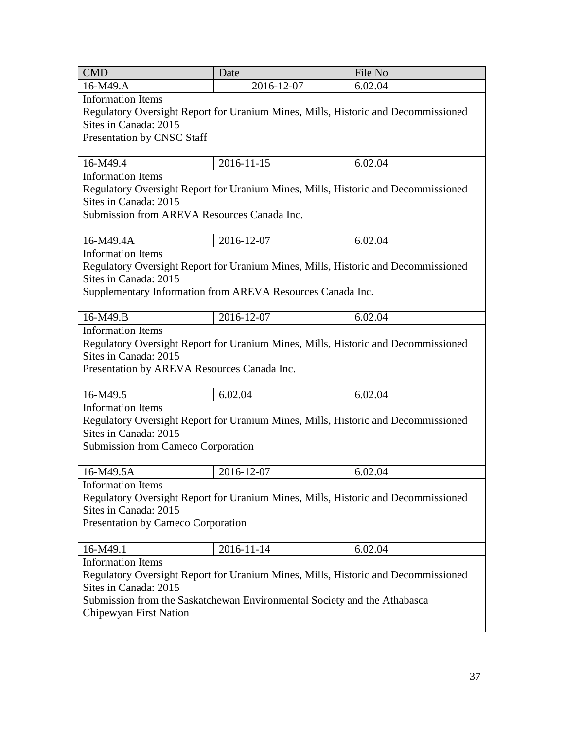| CMD | Date | File No |
|---|---|---|
| 16-M49.A | 2016-12-07 | 6.02.04 |
| Information Items<br>Regulatory Oversight Report for Uranium Mines, Mills, Historic and Decommissioned Sites in Canada: 2015<br>Presentation by CNSC Staff | | |
| 16-M49.4 | 2016-11-15 | 6.02.04 |
| Information Items<br>Regulatory Oversight Report for Uranium Mines, Mills, Historic and Decommissioned Sites in Canada: 2015<br>Submission from AREVA Resources Canada Inc. | | |
| 16-M49.4A | 2016-12-07 | 6.02.04 |
| Information Items<br>Regulatory Oversight Report for Uranium Mines, Mills, Historic and Decommissioned Sites in Canada: 2015<br>Supplementary Information from AREVA Resources Canada Inc. | | |
| 16-M49.B | 2016-12-07 | 6.02.04 |
| Information Items<br>Regulatory Oversight Report for Uranium Mines, Mills, Historic and Decommissioned Sites in Canada: 2015<br>Presentation by AREVA Resources Canada Inc. | | |
| 16-M49.5 | 6.02.04 | 6.02.04 |
| Information Items<br>Regulatory Oversight Report for Uranium Mines, Mills, Historic and Decommissioned Sites in Canada: 2015<br>Submission from Cameco Corporation | | |
| 16-M49.5A | 2016-12-07 | 6.02.04 |
| Information Items<br>Regulatory Oversight Report for Uranium Mines, Mills, Historic and Decommissioned Sites in Canada: 2015<br>Presentation by Cameco Corporation | | |
| 16-M49.1 | 2016-11-14 | 6.02.04 |
| Information Items<br>Regulatory Oversight Report for Uranium Mines, Mills, Historic and Decommissioned Sites in Canada: 2015<br>Submission from the Saskatchewan Environmental Society and the Athabasca Chipewyan First Nation | | |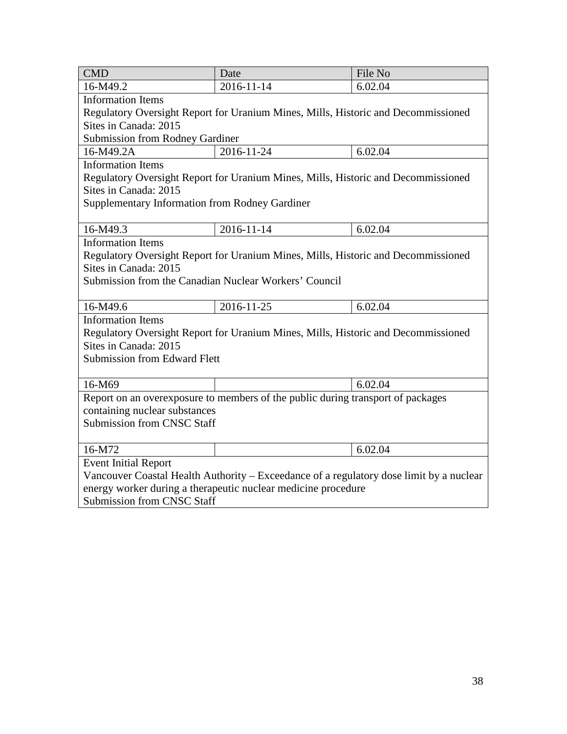| CMD | Date | File No |
|---|---|---|
| 16-M49.2 | 2016-11-14 | 6.02.04 |
| Information Items<br>Regulatory Oversight Report for Uranium Mines, Mills, Historic and Decommissioned Sites in Canada: 2015<br>Submission from Rodney Gardiner | | |
| 16-M49.2A | 2016-11-24 | 6.02.04 |
| Information Items<br>Regulatory Oversight Report for Uranium Mines, Mills, Historic and Decommissioned Sites in Canada: 2015<br>Supplementary Information from Rodney Gardiner | | |
| 16-M49.3 | 2016-11-14 | 6.02.04 |
| Information Items<br>Regulatory Oversight Report for Uranium Mines, Mills, Historic and Decommissioned Sites in Canada: 2015<br>Submission from the Canadian Nuclear Workers' Council | | |
| 16-M49.6 | 2016-11-25 | 6.02.04 |
| Information Items<br>Regulatory Oversight Report for Uranium Mines, Mills, Historic and Decommissioned Sites in Canada: 2015<br>Submission from Edward Flett | | |
| 16-M69 | | 6.02.04 |
| Report on an overexposure to members of the public during transport of packages containing nuclear substances<br>Submission from CNSC Staff | | |
| 16-M72 | | 6.02.04 |
| Event Initial Report<br>Vancouver Coastal Health Authority – Exceedance of a regulatory dose limit by a nuclear energy worker during a therapeutic nuclear medicine procedure<br>Submission from CNSC Staff | | |